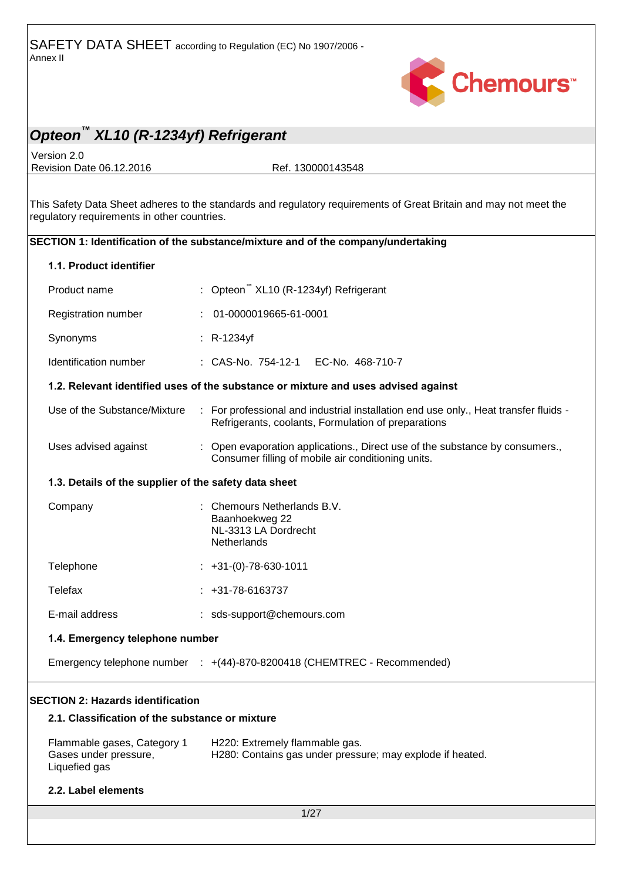SAFETY DATA SHEET according to Regulation (EC) No 1907/2006 - Annex II

# Opteon™ XL10 (R-1234yf) Refrigerant

Version 2.0
Revision Date 06.12.2016 Ref. 130000143548

This Safety Data Sheet adheres to the standards and regulatory requirements of Great Britain and may not meet the regulatory requirements in other countries.

## SECTION 1: Identification of the substance/mixture and of the company/undertaking

### 1.1. Product identifier

Product name : Opteon™ XL10 (R-1234yf) Refrigerant

Registration number : 01-0000019665-61-0001

Synonyms : R-1234yf

Identification number : CAS-No. 754-12-1 EC-No. 468-710-7

### 1.2. Relevant identified uses of the substance or mixture and uses advised against

Use of the Substance/Mixture : For professional and industrial installation end use only., Heat transfer fluids - Refrigerants, coolants, Formulation of preparations

Uses advised against : Open evaporation applications., Direct use of the substance by consumers., Consumer filling of mobile air conditioning units.

### 1.3. Details of the supplier of the safety data sheet

Company : Chemours Netherlands B.V.
Baanhoekweg 22
NL-3313 LA Dordrecht
Netherlands

Telephone : +31-(0)-78-630-1011

Telefax : +31-78-6163737

E-mail address : sds-support@chemours.com

### 1.4. Emergency telephone number

Emergency telephone number : +(44)-870-8200418 (CHEMTREC - Recommended)

## SECTION 2: Hazards identification

### 2.1. Classification of the substance or mixture

| | |
|---|---|
| Flammable gases, Category 1 | H220: Extremely flammable gas. |
| Gases under pressure, Liquefied gas | H280: Contains gas under pressure; may explode if heated. |

### 2.2. Label elements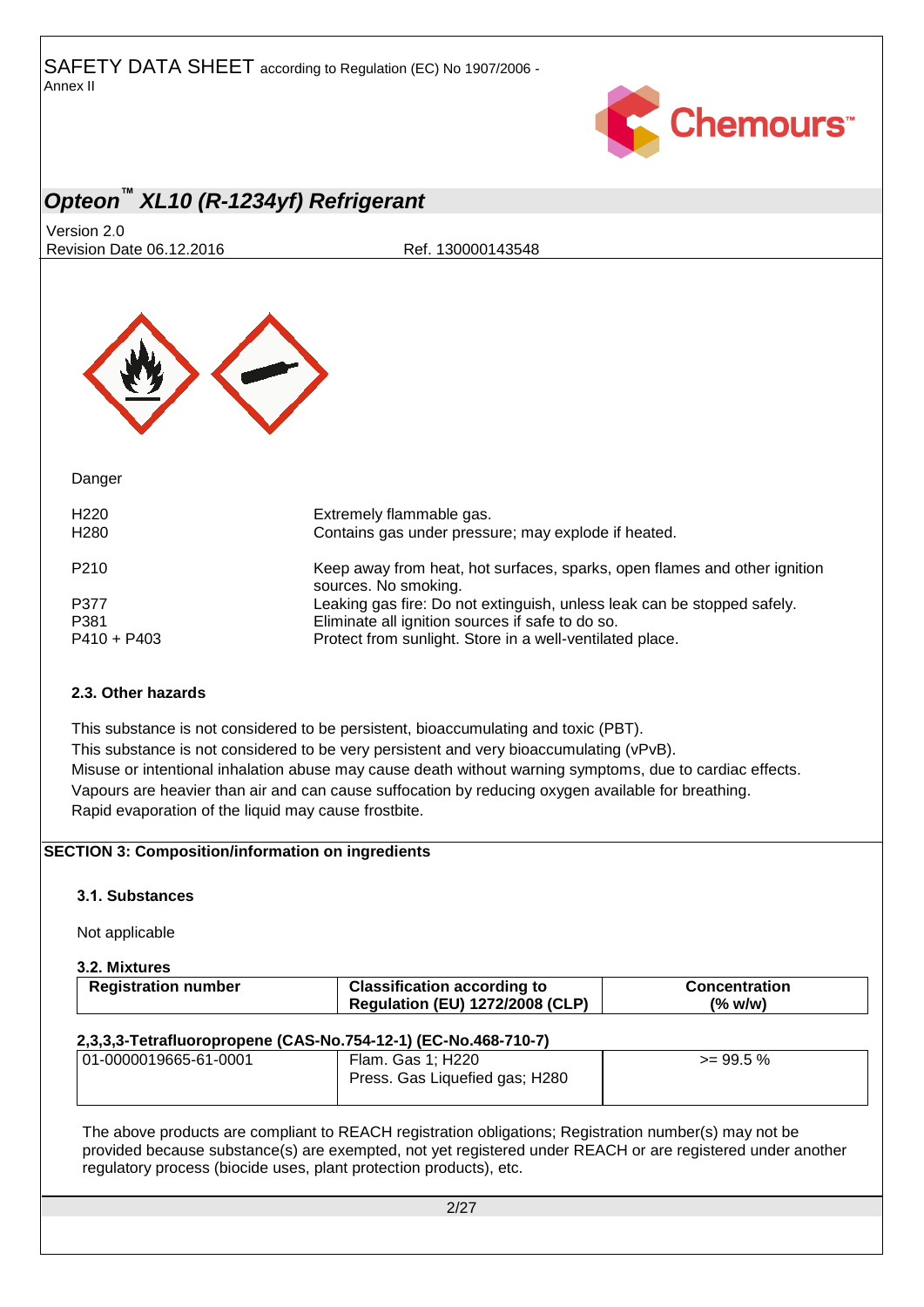Danger

| | |
|---|---|
| H220 | Extremely flammable gas. |
| H280 | Contains gas under pressure; may explode if heated. |
| P210 | Keep away from heat, hot surfaces, sparks, open flames and other ignition sources. No smoking. |
| P377 | Leaking gas fire: Do not extinguish, unless leak can be stopped safely. |
| P381 | Eliminate all ignition sources if safe to do so. |
| P410 + P403 | Protect from sunlight. Store in a well-ventilated place. |

### 2.3. Other hazards

This substance is not considered to be persistent, bioaccumulating and toxic (PBT).
This substance is not considered to be very persistent and very bioaccumulating (vPvB).
Misuse or intentional inhalation abuse may cause death without warning symptoms, due to cardiac effects.
Vapours are heavier than air and can cause suffocation by reducing oxygen available for breathing.
Rapid evaporation of the liquid may cause frostbite.

## SECTION 3: Composition/information on ingredients

### 3.1. Substances

Not applicable

### 3.2. Mixtures

| Registration number | Classification according to Regulation (EU) 1272/2008 (CLP) | Concentration (% w/w) |
|---|---|---|
| **2,3,3,3-Tetrafluoropropene (CAS-No.754-12-1) (EC-No.468-710-7)** | | |
| 01-0000019665-61-0001 | Flam. Gas 1; H220<br>Press. Gas Liquefied gas; H280 | >= 99.5 % |

The above products are compliant to REACH registration obligations; Registration number(s) may not be provided because substance(s) are exempted, not yet registered under REACH or are registered under another regulatory process (biocide uses, plant protection products), etc.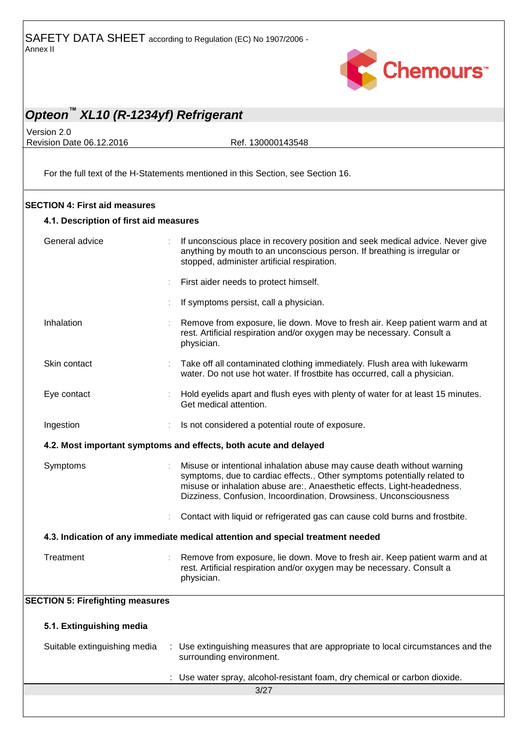For the full text of the H-Statements mentioned in this Section, see Section 16.

## SECTION 4: First aid measures

### 4.1. Description of first aid measures

| | |
|---|---|
| General advice | If unconscious place in recovery position and seek medical advice. Never give anything by mouth to an unconscious person. If breathing is irregular or stopped, administer artificial respiration. |
| | First aider needs to protect himself. |
| | If symptoms persist, call a physician. |
| Inhalation | Remove from exposure, lie down. Move to fresh air. Keep patient warm and at rest. Artificial respiration and/or oxygen may be necessary. Consult a physician. |
| Skin contact | Take off all contaminated clothing immediately. Flush area with lukewarm water. Do not use hot water. If frostbite has occurred, call a physician. |
| Eye contact | Hold eyelids apart and flush eyes with plenty of water for at least 15 minutes. Get medical attention. |
| Ingestion | Is not considered a potential route of exposure. |

### 4.2. Most important symptoms and effects, both acute and delayed

| | |
|---|---|
| Symptoms | Misuse or intentional inhalation abuse may cause death without warning symptoms, due to cardiac effects., Other symptoms potentially related to misuse or inhalation abuse are:, Anaesthetic effects, Light-headedness, Dizziness, Confusion, Incoordination, Drowsiness, Unconsciousness |
| | Contact with liquid or refrigerated gas can cause cold burns and frostbite. |

### 4.3. Indication of any immediate medical attention and special treatment needed

| | |
|---|---|
| Treatment | Remove from exposure, lie down. Move to fresh air. Keep patient warm and at rest. Artificial respiration and/or oxygen may be necessary. Consult a physician. |

## SECTION 5: Firefighting measures

### 5.1. Extinguishing media

| | |
|---|---|
| Suitable extinguishing media | Use extinguishing measures that are appropriate to local circumstances and the surrounding environment. |
| | Use water spray, alcohol-resistant foam, dry chemical or carbon dioxide. |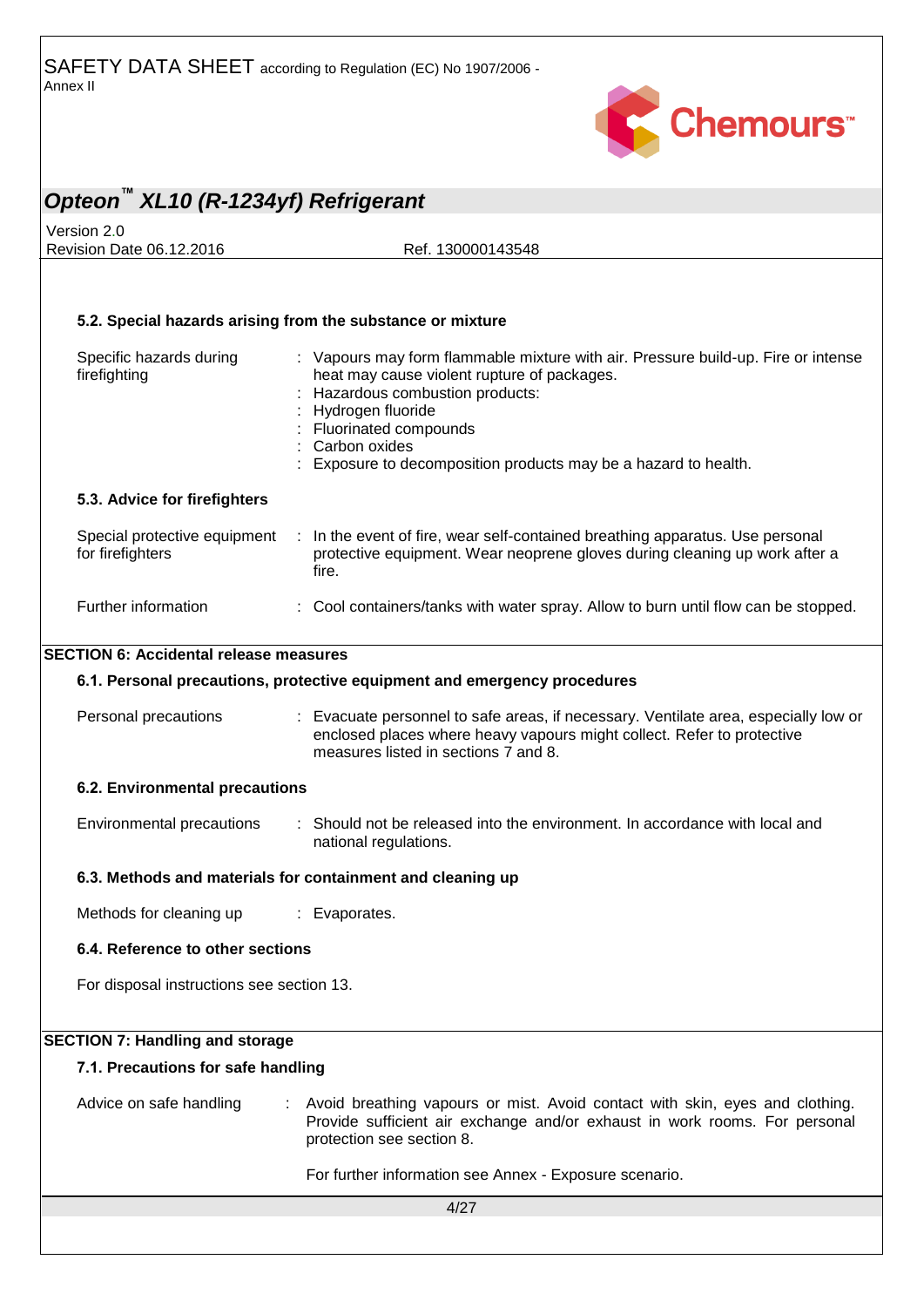### 5.2. Special hazards arising from the substance or mixture

| | |
|---|---|
| Specific hazards during firefighting | : Vapours may form flammable mixture with air. Pressure build-up. Fire or intense heat may cause violent rupture of packages.<br>: Hazardous combustion products:<br>: Hydrogen fluoride<br>: Fluorinated compounds<br>: Carbon oxides<br>: Exposure to decomposition products may be a hazard to health. |

### 5.3. Advice for firefighters

| | |
|---|---|
| Special protective equipment for firefighters | : In the event of fire, wear self-contained breathing apparatus. Use personal protective equipment. Wear neoprene gloves during cleaning up work after a fire. |
| Further information | : Cool containers/tanks with water spray. Allow to burn until flow can be stopped. |

## SECTION 6: Accidental release measures

### 6.1. Personal precautions, protective equipment and emergency procedures

| | |
|---|---|
| Personal precautions | : Evacuate personnel to safe areas, if necessary. Ventilate area, especially low or enclosed places where heavy vapours might collect. Refer to protective measures listed in sections 7 and 8. |

### 6.2. Environmental precautions

| | |
|---|---|
| Environmental precautions | : Should not be released into the environment. In accordance with local and national regulations. |

### 6.3. Methods and materials for containment and cleaning up

| | |
|---|---|
| Methods for cleaning up | : Evaporates. |

### 6.4. Reference to other sections

For disposal instructions see section 13.

## SECTION 7: Handling and storage

### 7.1. Precautions for safe handling

| | |
|---|---|
| Advice on safe handling | : Avoid breathing vapours or mist. Avoid contact with skin, eyes and clothing. Provide sufficient air exchange and/or exhaust in work rooms. For personal protection see section 8.<br><br>For further information see Annex - Exposure scenario. |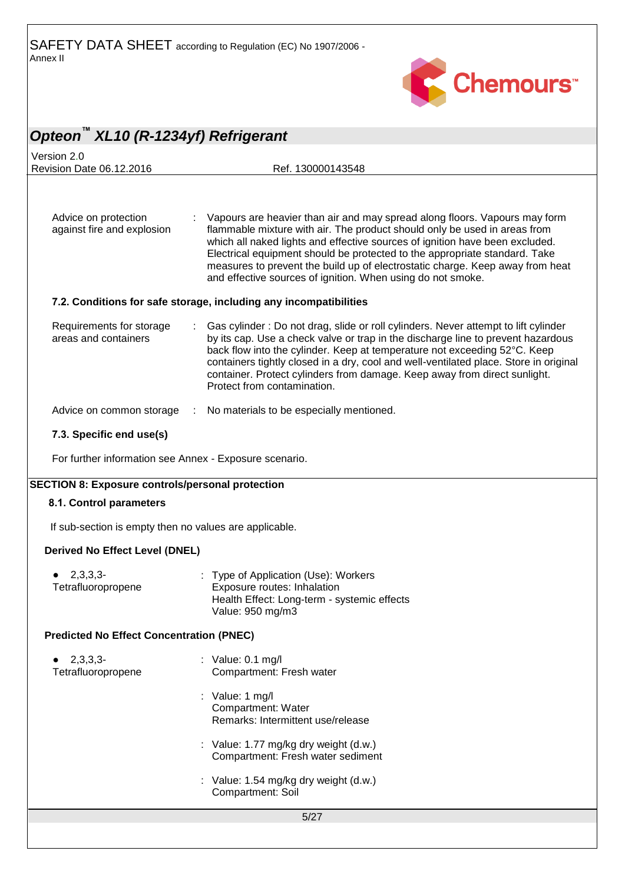| | | |
|---|---|---|
| Advice on protection against fire and explosion | : | Vapours are heavier than air and may spread along floors. Vapours may form flammable mixture with air. The product should only be used in areas from which all naked lights and effective sources of ignition have been excluded. Electrical equipment should be protected to the appropriate standard. Take measures to prevent the build up of electrostatic charge. Keep away from heat and effective sources of ignition. When using do not smoke. |

### 7.2. Conditions for safe storage, including any incompatibilities

| | | |
|---|---|---|
| Requirements for storage areas and containers | : | Gas cylinder : Do not drag, slide or roll cylinders. Never attempt to lift cylinder by its cap. Use a check valve or trap in the discharge line to prevent hazardous back flow into the cylinder. Keep at temperature not exceeding 52°C. Keep containers tightly closed in a dry, cool and well-ventilated place. Store in original container. Protect cylinders from damage. Keep away from direct sunlight. Protect from contamination. |
| Advice on common storage | : | No materials to be especially mentioned. |

### 7.3. Specific end use(s)

For further information see Annex - Exposure scenario.

## SECTION 8: Exposure controls/personal protection

### 8.1. Control parameters

If sub-section is empty then no values are applicable.

**Derived No Effect Level (DNEL)**

- 2,3,3,3-Tetrafluoropropene : Type of Application (Use): Workers
  Exposure routes: Inhalation
  Health Effect: Long-term - systemic effects
  Value: 950 mg/m3

**Predicted No Effect Concentration (PNEC)**

- 2,3,3,3-Tetrafluoropropene
  - : Value: 0.1 mg/l
    Compartment: Fresh water
  - : Value: 1 mg/l
    Compartment: Water
    Remarks: Intermittent use/release
  - : Value: 1.77 mg/kg dry weight (d.w.)
    Compartment: Fresh water sediment
  - : Value: 1.54 mg/kg dry weight (d.w.)
    Compartment: Soil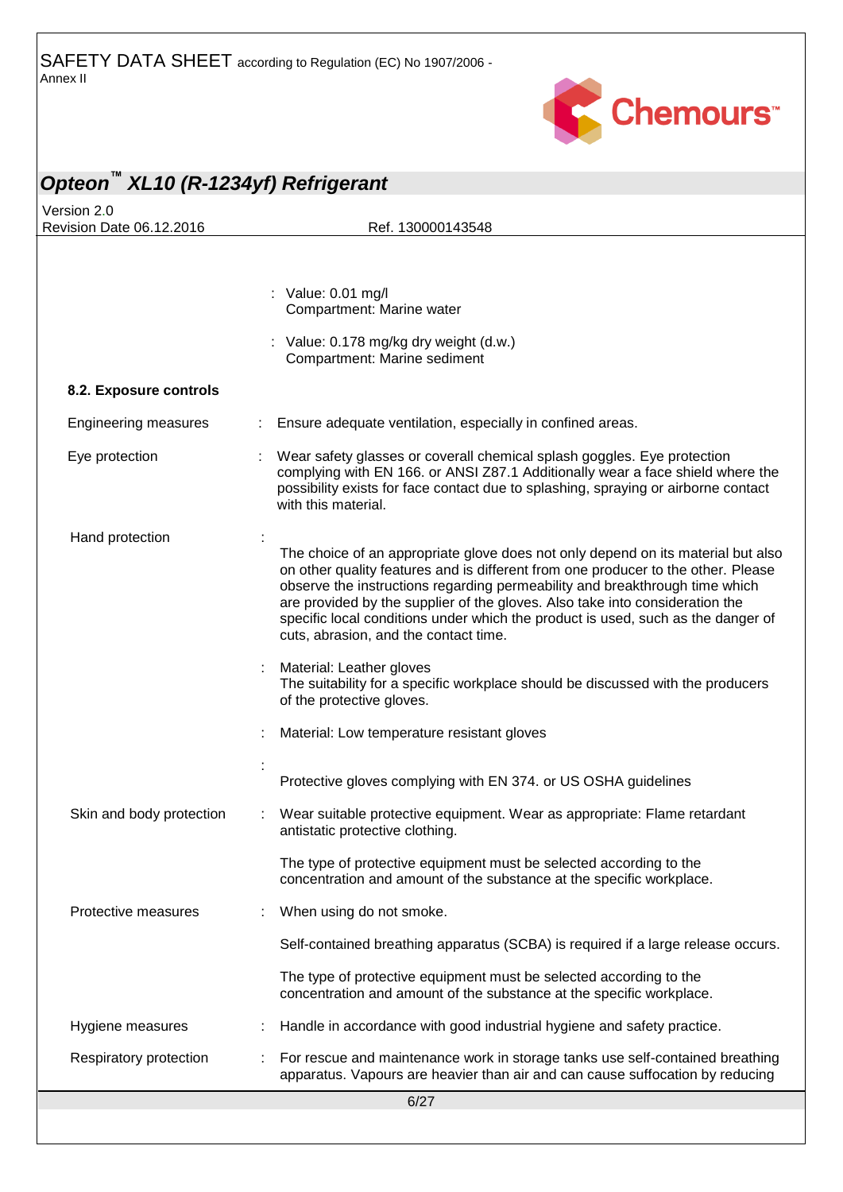| | |
|---|---|
| | : Value: 0.01 mg/l<br>Compartment: Marine water |
| | : Value: 0.178 mg/kg dry weight (d.w.)<br>Compartment: Marine sediment |

### 8.2. Exposure controls

| | |
|---|---|
| Engineering measures | : Ensure adequate ventilation, especially in confined areas. |
| Eye protection | : Wear safety glasses or coverall chemical splash goggles. Eye protection complying with EN 166. or ANSI Z87.1 Additionally wear a face shield where the possibility exists for face contact due to splashing, spraying or airborne contact with this material. |
| Hand protection | : The choice of an appropriate glove does not only depend on its material but also on other quality features and is different from one producer to the other. Please observe the instructions regarding permeability and breakthrough time which are provided by the supplier of the gloves. Also take into consideration the specific local conditions under which the product is used, such as the danger of cuts, abrasion, and the contact time. |
| | : Material: Leather gloves<br>The suitability for a specific workplace should be discussed with the producers of the protective gloves. |
| | : Material: Low temperature resistant gloves |
| | : Protective gloves complying with EN 374. or US OSHA guidelines |
| Skin and body protection | : Wear suitable protective equipment. Wear as appropriate: Flame retardant antistatic protective clothing.<br><br>The type of protective equipment must be selected according to the concentration and amount of the substance at the specific workplace. |
| Protective measures | : When using do not smoke.<br><br>Self-contained breathing apparatus (SCBA) is required if a large release occurs.<br><br>The type of protective equipment must be selected according to the concentration and amount of the substance at the specific workplace. |
| Hygiene measures | : Handle in accordance with good industrial hygiene and safety practice. |
| Respiratory protection | : For rescue and maintenance work in storage tanks use self-contained breathing apparatus. Vapours are heavier than air and can cause suffocation by reducing |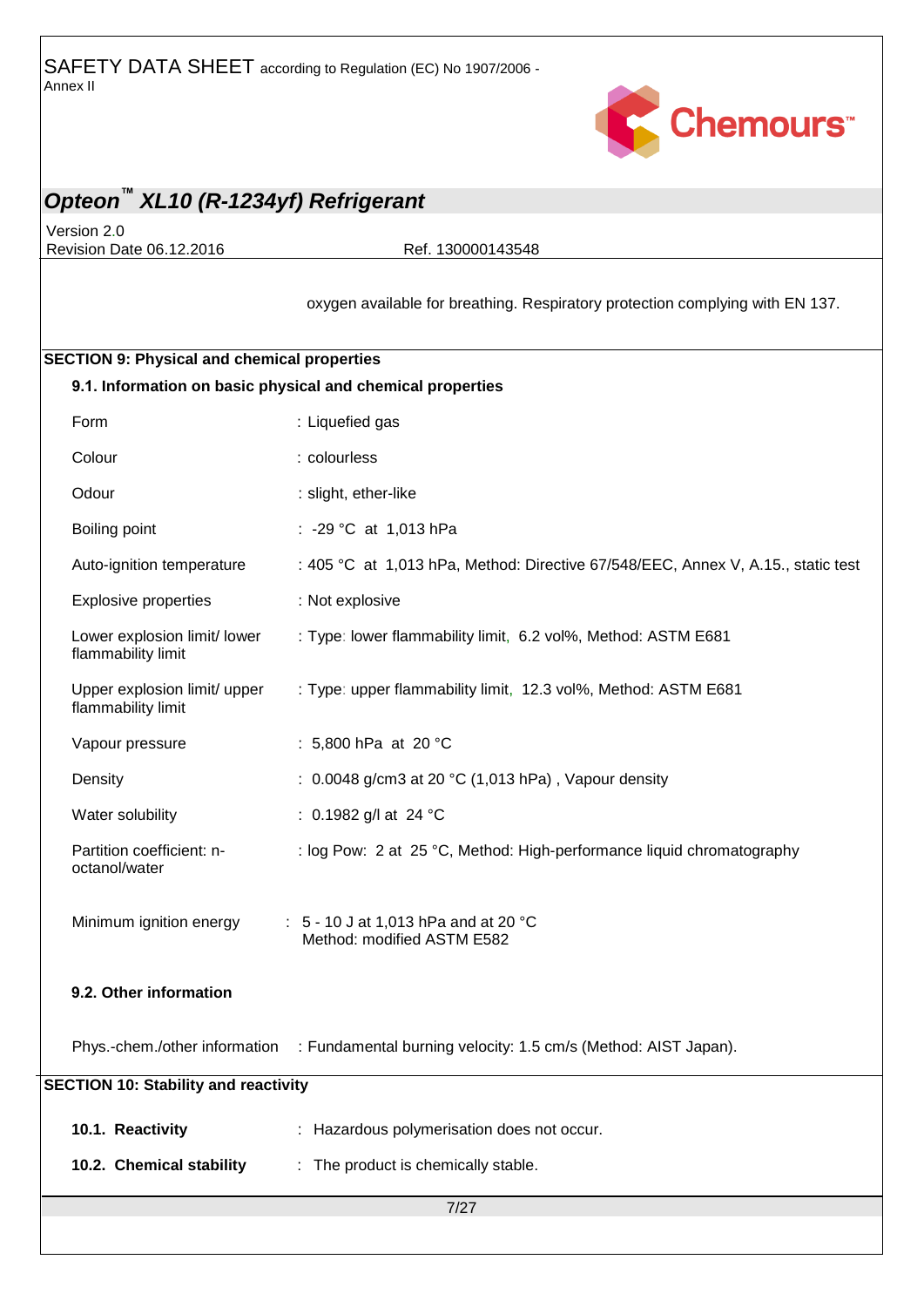oxygen available for breathing. Respiratory protection complying with EN 137.

## SECTION 9: Physical and chemical properties

### 9.1. Information on basic physical and chemical properties

| | |
|---|---|
| Form | : Liquefied gas |
| Colour | : colourless |
| Odour | : slight, ether-like |
| Boiling point | : -29 °C at 1,013 hPa |
| Auto-ignition temperature | : 405 °C at 1,013 hPa, Method: Directive 67/548/EEC, Annex V, A.15., static test |
| Explosive properties | : Not explosive |
| Lower explosion limit/ lower flammability limit | : Type: lower flammability limit, 6.2 vol%, Method: ASTM E681 |
| Upper explosion limit/ upper flammability limit | : Type: upper flammability limit, 12.3 vol%, Method: ASTM E681 |
| Vapour pressure | : 5,800 hPa at 20 °C |
| Density | : 0.0048 g/cm3 at 20 °C (1,013 hPa) , Vapour density |
| Water solubility | : 0.1982 g/l at 24 °C |
| Partition coefficient: n-octanol/water | : log Pow: 2 at 25 °C, Method: High-performance liquid chromatography |
| Minimum ignition energy | : 5 - 10 J at 1,013 hPa and at 20 °C Method: modified ASTM E582 |

### 9.2. Other information

| | |
|---|---|
| Phys.-chem./other information | : Fundamental burning velocity: 1.5 cm/s (Method: AIST Japan). |

## SECTION 10: Stability and reactivity

| | |
|---|---|
| **10.1. Reactivity** | : Hazardous polymerisation does not occur. |
| **10.2. Chemical stability** | : The product is chemically stable. |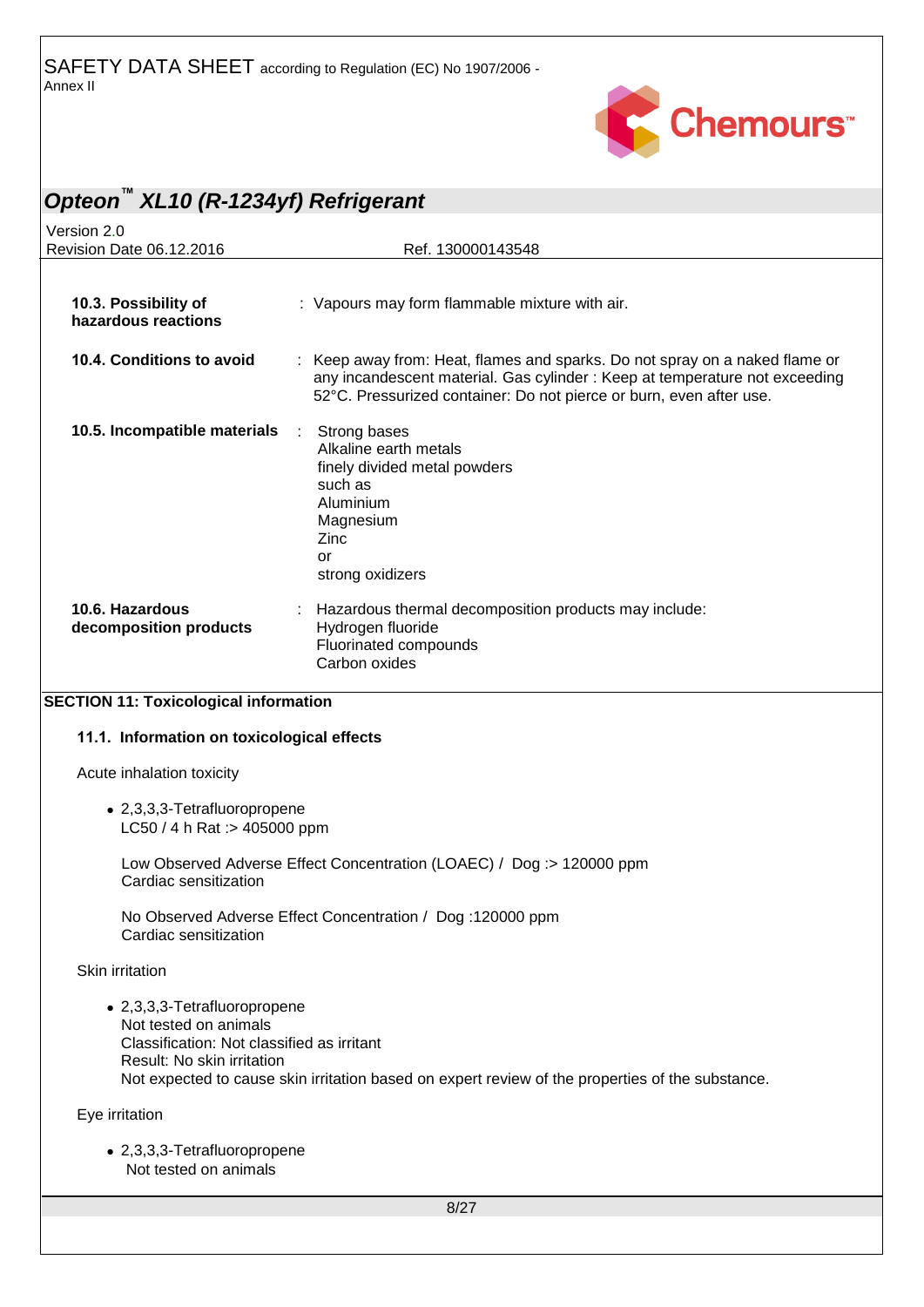**10.3. Possibility of hazardous reactions** : Vapours may form flammable mixture with air.

**10.4. Conditions to avoid** : Keep away from: Heat, flames and sparks. Do not spray on a naked flame or any incandescent material. Gas cylinder : Keep at temperature not exceeding 52°C. Pressurized container: Do not pierce or burn, even after use.

**10.5. Incompatible materials** : Strong bases
Alkaline earth metals
finely divided metal powders
such as
Aluminium
Magnesium
Zinc
or
strong oxidizers

**10.6. Hazardous decomposition products** : Hazardous thermal decomposition products may include:
Hydrogen fluoride
Fluorinated compounds
Carbon oxides

## SECTION 11: Toxicological information

### 11.1. Information on toxicological effects

Acute inhalation toxicity

- 2,3,3,3-Tetrafluoropropene
  LC50 / 4 h Rat :> 405000 ppm

  Low Observed Adverse Effect Concentration (LOAEC) / Dog :> 120000 ppm
  Cardiac sensitization

  No Observed Adverse Effect Concentration / Dog :120000 ppm
  Cardiac sensitization

Skin irritation

- 2,3,3,3-Tetrafluoropropene
  Not tested on animals
  Classification: Not classified as irritant
  Result: No skin irritation
  Not expected to cause skin irritation based on expert review of the properties of the substance.

Eye irritation

- 2,3,3,3-Tetrafluoropropene
  Not tested on animals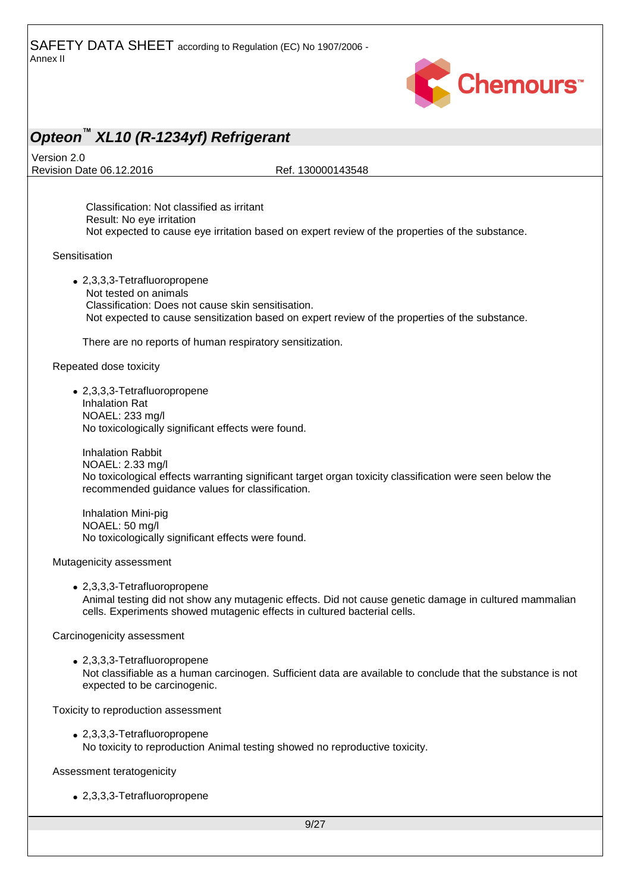Classification: Not classified as irritant
Result: No eye irritation
Not expected to cause eye irritation based on expert review of the properties of the substance.

Sensitisation

- 2,3,3,3-Tetrafluoropropene
  Not tested on animals
  Classification: Does not cause skin sensitisation.
  Not expected to cause sensitization based on expert review of the properties of the substance.

There are no reports of human respiratory sensitization.

Repeated dose toxicity

- 2,3,3,3-Tetrafluoropropene
  Inhalation Rat
  NOAEL: 233 mg/l
  No toxicologically significant effects were found.

  Inhalation Rabbit
  NOAEL: 2.33 mg/l
  No toxicological effects warranting significant target organ toxicity classification were seen below the recommended guidance values for classification.

  Inhalation Mini-pig
  NOAEL: 50 mg/l
  No toxicologically significant effects were found.

Mutagenicity assessment

- 2,3,3,3-Tetrafluoropropene
  Animal testing did not show any mutagenic effects. Did not cause genetic damage in cultured mammalian cells. Experiments showed mutagenic effects in cultured bacterial cells.

Carcinogenicity assessment

- 2,3,3,3-Tetrafluoropropene
  Not classifiable as a human carcinogen. Sufficient data are available to conclude that the substance is not expected to be carcinogenic.

Toxicity to reproduction assessment

- 2,3,3,3-Tetrafluoropropene
  No toxicity to reproduction Animal testing showed no reproductive toxicity.

Assessment teratogenicity

- 2,3,3,3-Tetrafluoropropene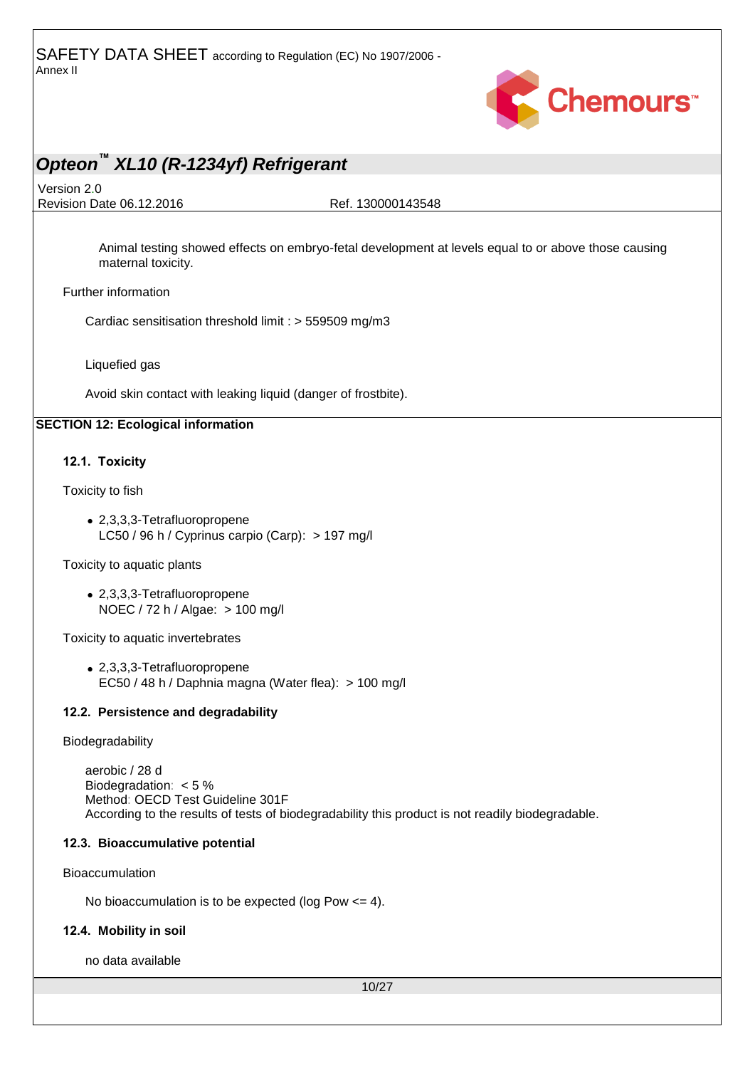Animal testing showed effects on embryo-fetal development at levels equal to or above those causing maternal toxicity.

Further information

Cardiac sensitisation threshold limit : > 559509 mg/m3

Liquefied gas

Avoid skin contact with leaking liquid (danger of frostbite).

## SECTION 12: Ecological information

### 12.1. Toxicity

Toxicity to fish

- 2,3,3,3-Tetrafluoropropene
  LC50 / 96 h / Cyprinus carpio (Carp): > 197 mg/l

Toxicity to aquatic plants

- 2,3,3,3-Tetrafluoropropene
  NOEC / 72 h / Algae: > 100 mg/l

Toxicity to aquatic invertebrates

- 2,3,3,3-Tetrafluoropropene
  EC50 / 48 h / Daphnia magna (Water flea): > 100 mg/l

### 12.2. Persistence and degradability

Biodegradability

aerobic / 28 d
Biodegradation: < 5 %
Method: OECD Test Guideline 301F
According to the results of tests of biodegradability this product is not readily biodegradable.

### 12.3. Bioaccumulative potential

Bioaccumulation

No bioaccumulation is to be expected (log Pow <= 4).

### 12.4. Mobility in soil

no data available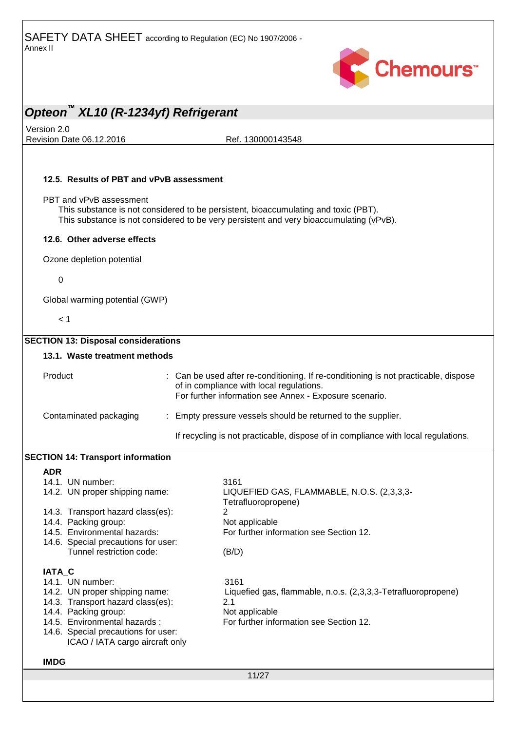### 12.5. Results of PBT and vPvB assessment

PBT and vPvB assessment

This substance is not considered to be persistent, bioaccumulating and toxic (PBT).
This substance is not considered to be very persistent and very bioaccumulating (vPvB).

### 12.6. Other adverse effects

Ozone depletion potential

0

Global warming potential (GWP)

< 1

## SECTION 13: Disposal considerations

### 13.1. Waste treatment methods

| | |
|---|---|
| Product | : Can be used after re-conditioning. If re-conditioning is not practicable, dispose of in compliance with local regulations.<br>For further information see Annex - Exposure scenario. |
| Contaminated packaging | : Empty pressure vessels should be returned to the supplier.<br><br>If recycling is not practicable, dispose of in compliance with local regulations. |

## SECTION 14: Transport information

**ADR**

| | |
|---|---|
| 14.1. UN number: | 3161 |
| 14.2. UN proper shipping name: | LIQUEFIED GAS, FLAMMABLE, N.O.S. (2,3,3,3-Tetrafluoropropene) |
| 14.3. Transport hazard class(es): | 2 |
| 14.4. Packing group: | Not applicable |
| 14.5. Environmental hazards: | For further information see Section 12. |
| 14.6. Special precautions for user: | |
| Tunnel restriction code: | (B/D) |

**IATA_C**

| | |
|---|---|
| 14.1. UN number: | 3161 |
| 14.2. UN proper shipping name: | Liquefied gas, flammable, n.o.s. (2,3,3,3-Tetrafluoropropene) |
| 14.3. Transport hazard class(es): | 2.1 |
| 14.4. Packing group: | Not applicable |
| 14.5. Environmental hazards : | For further information see Section 12. |
| 14.6. Special precautions for user: | |
| ICAO / IATA cargo aircraft only | |

**IMDG**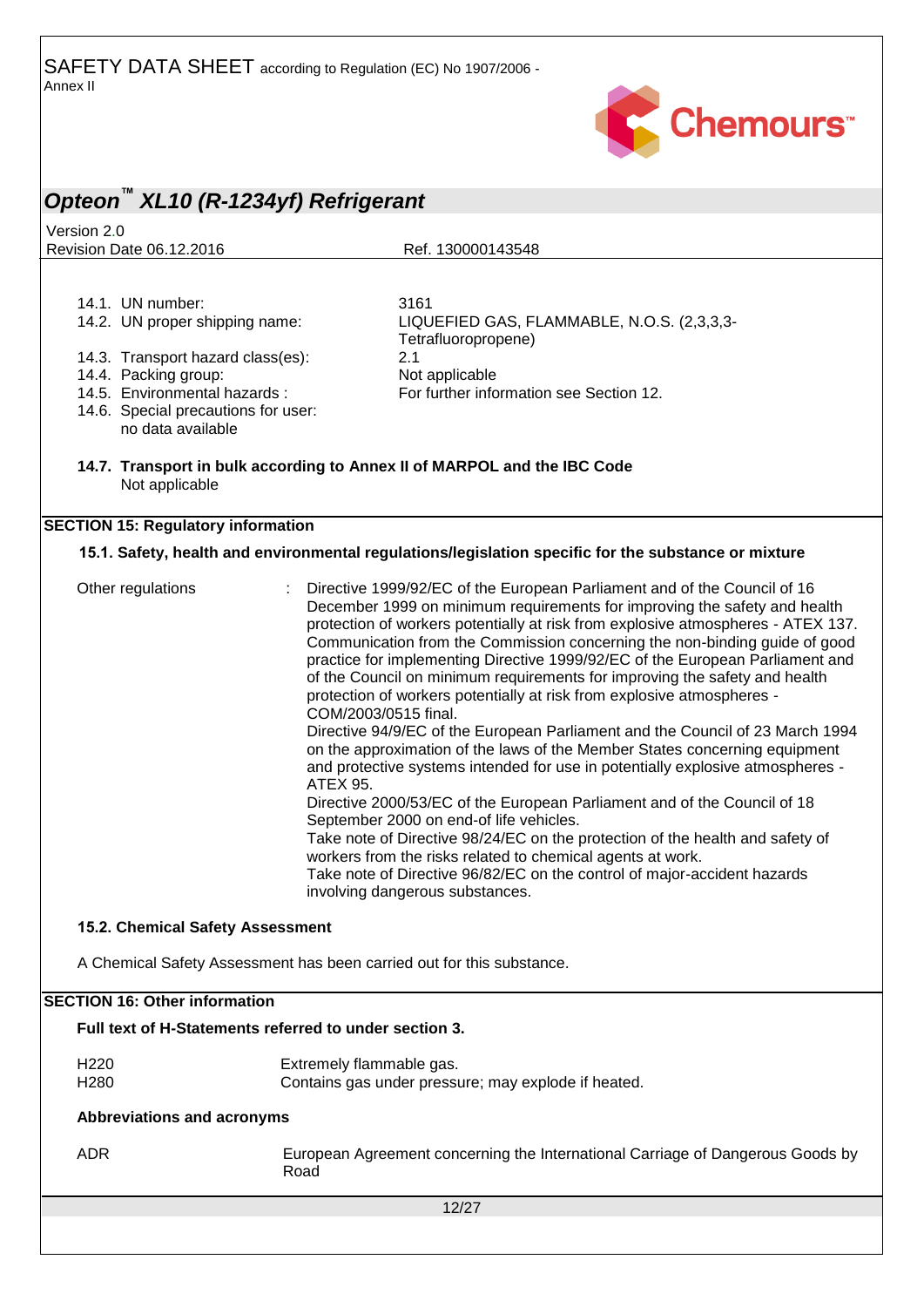14.1. UN number: 3161

14.2. UN proper shipping name: LIQUEFIED GAS, FLAMMABLE, N.O.S. (2,3,3,3-Tetrafluoropropene)

14.3. Transport hazard class(es): 2.1

14.4. Packing group: Not applicable

14.5. Environmental hazards : For further information see Section 12.

14.6. Special precautions for user:
no data available

**14.7. Transport in bulk according to Annex II of MARPOL and the IBC Code**
Not applicable

## SECTION 15: Regulatory information

### 15.1. Safety, health and environmental regulations/legislation specific for the substance or mixture

Other regulations : Directive 1999/92/EC of the European Parliament and of the Council of 16 December 1999 on minimum requirements for improving the safety and health protection of workers potentially at risk from explosive atmospheres - ATEX 137. Communication from the Commission concerning the non-binding guide of good practice for implementing Directive 1999/92/EC of the European Parliament and of the Council on minimum requirements for improving the safety and health protection of workers potentially at risk from explosive atmospheres - COM/2003/0515 final.
Directive 94/9/EC of the European Parliament and the Council of 23 March 1994 on the approximation of the laws of the Member States concerning equipment and protective systems intended for use in potentially explosive atmospheres - ATEX 95.
Directive 2000/53/EC of the European Parliament and of the Council of 18 September 2000 on end-of life vehicles.
Take note of Directive 98/24/EC on the protection of the health and safety of workers from the risks related to chemical agents at work.
Take note of Directive 96/82/EC on the control of major-accident hazards involving dangerous substances.

### 15.2. Chemical Safety Assessment

A Chemical Safety Assessment has been carried out for this substance.

## SECTION 16: Other information

**Full text of H-Statements referred to under section 3.**

| | |
|---|---|
| H220 | Extremely flammable gas. |
| H280 | Contains gas under pressure; may explode if heated. |

**Abbreviations and acronyms**

| | |
|---|---|
| ADR | European Agreement concerning the International Carriage of Dangerous Goods by Road |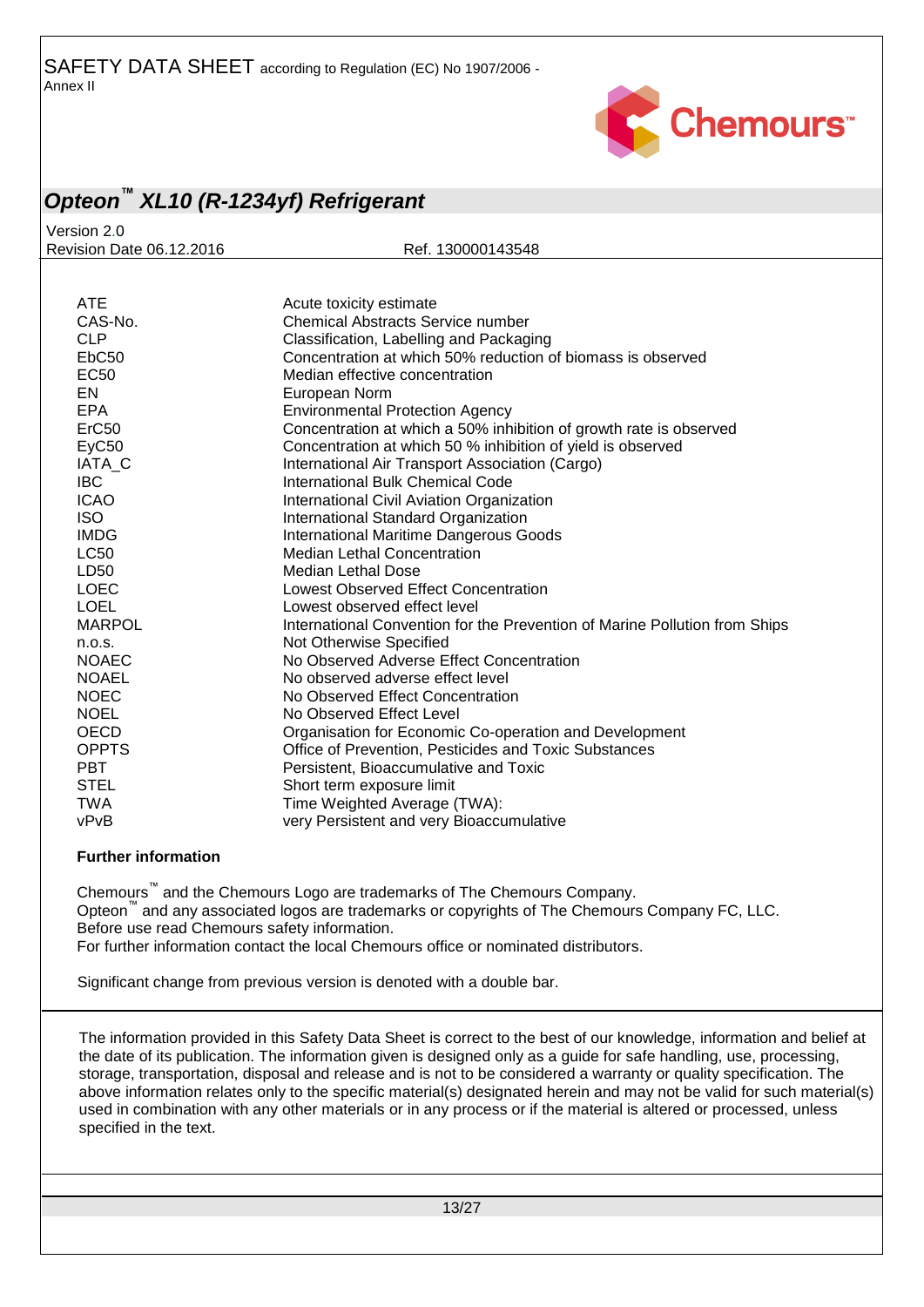| | |
|---|---|
| ATE | Acute toxicity estimate |
| CAS-No. | Chemical Abstracts Service number |
| CLP | Classification, Labelling and Packaging |
| EbC50 | Concentration at which 50% reduction of biomass is observed |
| EC50 | Median effective concentration |
| EN | European Norm |
| EPA | Environmental Protection Agency |
| ErC50 | Concentration at which a 50% inhibition of growth rate is observed |
| EyC50 | Concentration at which 50 % inhibition of yield is observed |
| IATA_C | International Air Transport Association (Cargo) |
| IBC | International Bulk Chemical Code |
| ICAO | International Civil Aviation Organization |
| ISO | International Standard Organization |
| IMDG | International Maritime Dangerous Goods |
| LC50 | Median Lethal Concentration |
| LD50 | Median Lethal Dose |
| LOEC | Lowest Observed Effect Concentration |
| LOEL | Lowest observed effect level |
| MARPOL | International Convention for the Prevention of Marine Pollution from Ships |
| n.o.s. | Not Otherwise Specified |
| NOAEC | No Observed Adverse Effect Concentration |
| NOAEL | No observed adverse effect level |
| NOEC | No Observed Effect Concentration |
| NOEL | No Observed Effect Level |
| OECD | Organisation for Economic Co-operation and Development |
| OPPTS | Office of Prevention, Pesticides and Toxic Substances |
| PBT | Persistent, Bioaccumulative and Toxic |
| STEL | Short term exposure limit |
| TWA | Time Weighted Average (TWA): |
| vPvB | very Persistent and very Bioaccumulative |

**Further information**

Chemours™ and the Chemours Logo are trademarks of The Chemours Company.
Opteon™ and any associated logos are trademarks or copyrights of The Chemours Company FC, LLC.
Before use read Chemours safety information.
For further information contact the local Chemours office or nominated distributors.

Significant change from previous version is denoted with a double bar.

The information provided in this Safety Data Sheet is correct to the best of our knowledge, information and belief at the date of its publication. The information given is designed only as a guide for safe handling, use, processing, storage, transportation, disposal and release and is not to be considered a warranty or quality specification. The above information relates only to the specific material(s) designated herein and may not be valid for such material(s) used in combination with any other materials or in any process or if the material is altered or processed, unless specified in the text.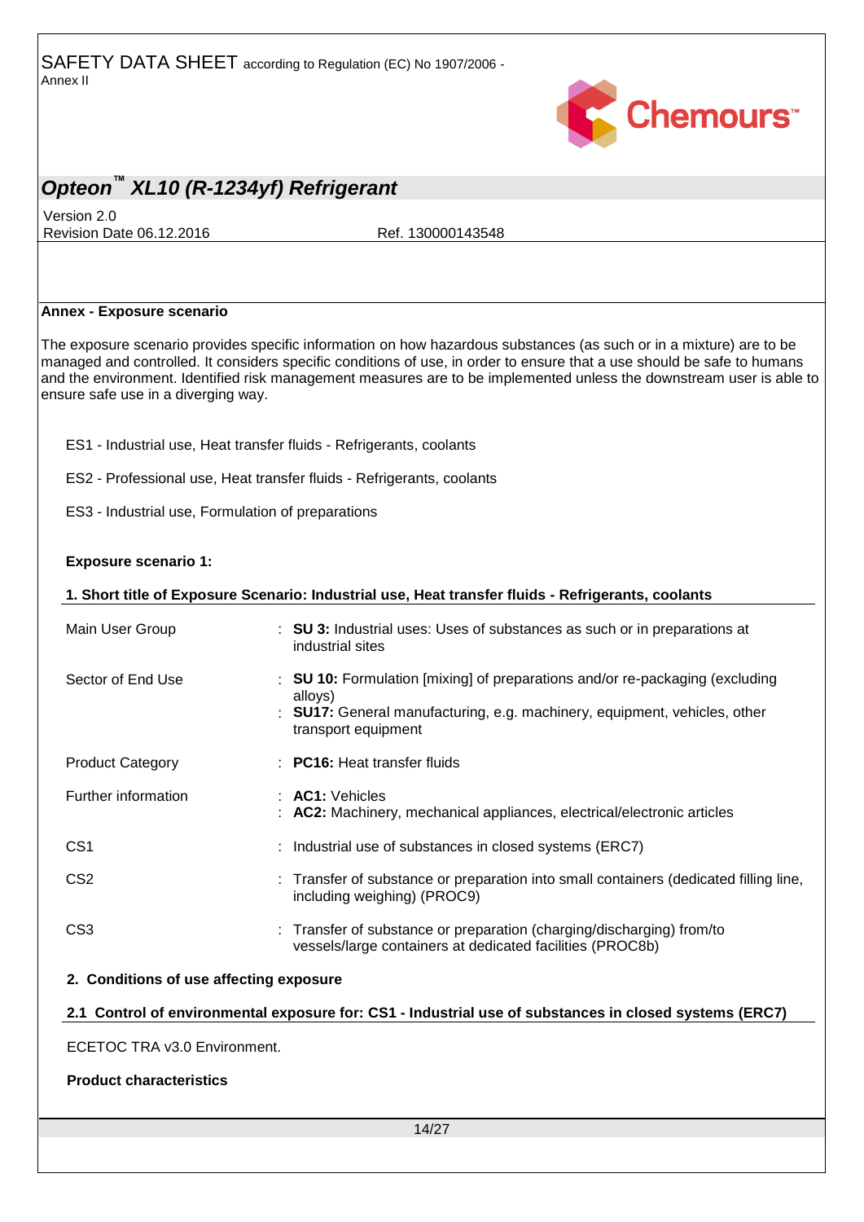## Annex - Exposure scenario

The exposure scenario provides specific information on how hazardous substances (as such or in a mixture) are to be managed and controlled. It considers specific conditions of use, in order to ensure that a use should be safe to humans and the environment. Identified risk management measures are to be implemented unless the downstream user is able to ensure safe use in a diverging way.

ES1 - Industrial use, Heat transfer fluids - Refrigerants, coolants

ES2 - Professional use, Heat transfer fluids - Refrigerants, coolants

ES3 - Industrial use, Formulation of preparations

**Exposure scenario 1:**

### 1. Short title of Exposure Scenario: Industrial use, Heat transfer fluids - Refrigerants, coolants

| | |
|---|---|
| Main User Group | : **SU 3:** Industrial uses: Uses of substances as such or in preparations at industrial sites |
| Sector of End Use | : **SU 10:** Formulation [mixing] of preparations and/or re-packaging (excluding alloys)<br>: **SU17:** General manufacturing, e.g. machinery, equipment, vehicles, other transport equipment |
| Product Category | : **PC16:** Heat transfer fluids |
| Further information | : **AC1:** Vehicles<br>: **AC2:** Machinery, mechanical appliances, electrical/electronic articles |
| CS1 | : Industrial use of substances in closed systems (ERC7) |
| CS2 | : Transfer of substance or preparation into small containers (dedicated filling line, including weighing) (PROC9) |
| CS3 | : Transfer of substance or preparation (charging/discharging) from/to vessels/large containers at dedicated facilities (PROC8b) |

### 2. Conditions of use affecting exposure

#### 2.1 Control of environmental exposure for: CS1 - Industrial use of substances in closed systems (ERC7)

ECETOC TRA v3.0 Environment.

**Product characteristics**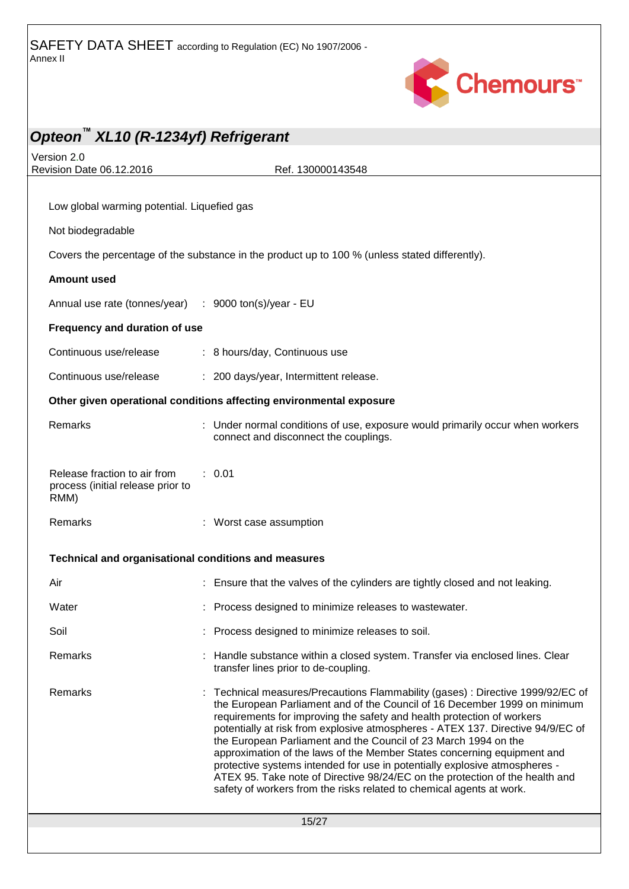Low global warming potential. Liquefied gas

Not biodegradable

Covers the percentage of the substance in the product up to 100 % (unless stated differently).

**Amount used**

| | |
|---|---|
| Annual use rate (tonnes/year) | : 9000 ton(s)/year - EU |

**Frequency and duration of use**

| | |
|---|---|
| Continuous use/release | : 8 hours/day, Continuous use |
| Continuous use/release | : 200 days/year, Intermittent release. |

**Other given operational conditions affecting environmental exposure**

| | |
|---|---|
| Remarks | : Under normal conditions of use, exposure would primarily occur when workers connect and disconnect the couplings. |
| Release fraction to air from process (initial release prior to RMM) | : 0.01 |
| Remarks | : Worst case assumption |

**Technical and organisational conditions and measures**

| | |
|---|---|
| Air | : Ensure that the valves of the cylinders are tightly closed and not leaking. |
| Water | : Process designed to minimize releases to wastewater. |
| Soil | : Process designed to minimize releases to soil. |
| Remarks | : Handle substance within a closed system. Transfer via enclosed lines. Clear transfer lines prior to de-coupling. |
| Remarks | : Technical measures/Precautions Flammability (gases) : Directive 1999/92/EC of the European Parliament and of the Council of 16 December 1999 on minimum requirements for improving the safety and health protection of workers potentially at risk from explosive atmospheres - ATEX 137. Directive 94/9/EC of the European Parliament and the Council of 23 March 1994 on the approximation of the laws of the Member States concerning equipment and protective systems intended for use in potentially explosive atmospheres - ATEX 95. Take note of Directive 98/24/EC on the protection of the health and safety of workers from the risks related to chemical agents at work. |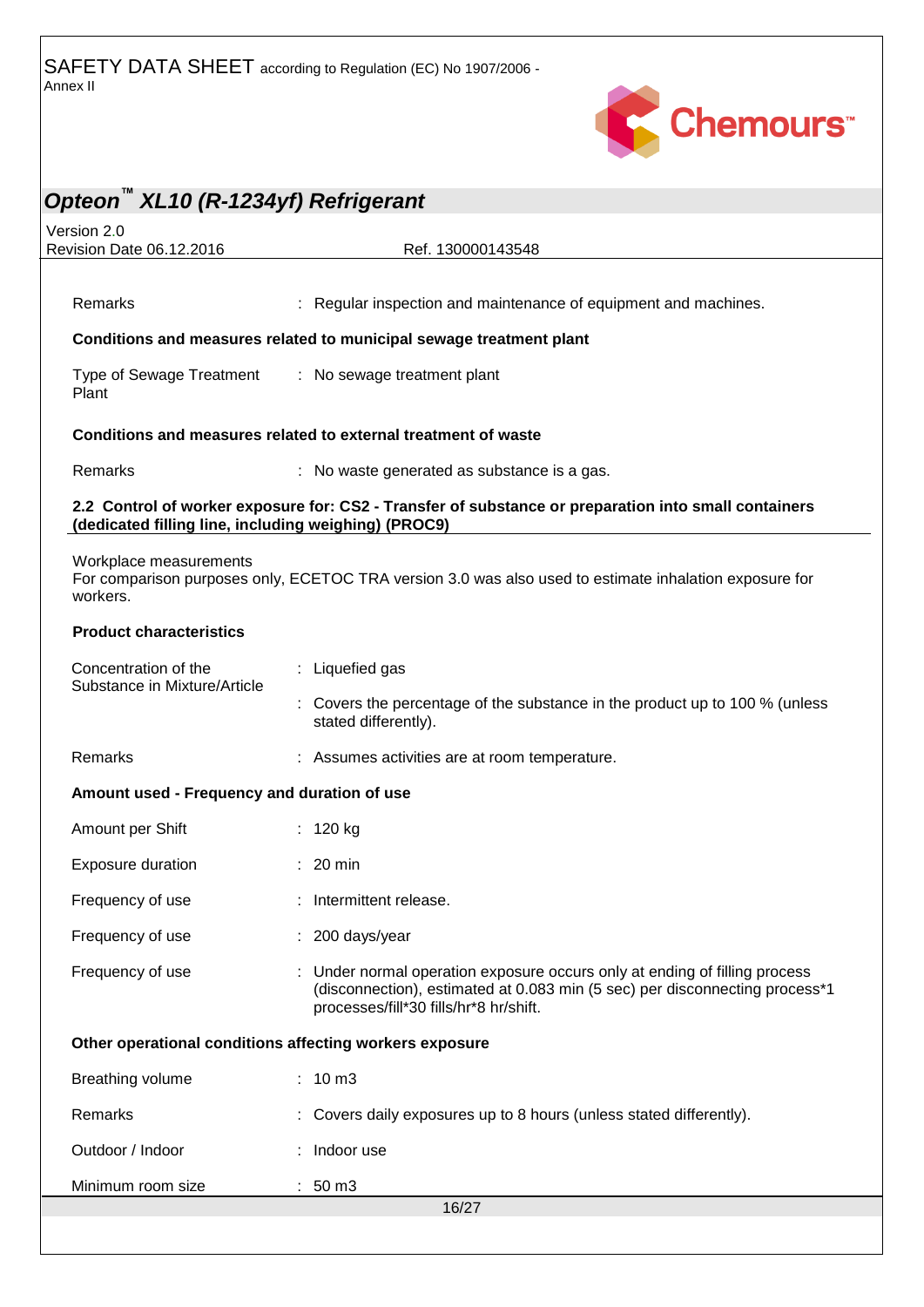| | |
|---|---|
| Remarks | : Regular inspection and maintenance of equipment and machines. |

**Conditions and measures related to municipal sewage treatment plant**

| | |
|---|---|
| Type of Sewage Treatment Plant | : No sewage treatment plant |

**Conditions and measures related to external treatment of waste**

| | |
|---|---|
| Remarks | : No waste generated as substance is a gas. |

## 2.2 Control of worker exposure for: CS2 - Transfer of substance or preparation into small containers (dedicated filling line, including weighing) (PROC9)

Workplace measurements
For comparison purposes only, ECETOC TRA version 3.0 was also used to estimate inhalation exposure for workers.

**Product characteristics**

| | |
|---|---|
| Concentration of the Substance in Mixture/Article | : Liquefied gas |
| | : Covers the percentage of the substance in the product up to 100 % (unless stated differently). |
| Remarks | : Assumes activities are at room temperature. |

**Amount used - Frequency and duration of use**

| | |
|---|---|
| Amount per Shift | : 120 kg |
| Exposure duration | : 20 min |
| Frequency of use | : Intermittent release. |
| Frequency of use | : 200 days/year |
| Frequency of use | : Under normal operation exposure occurs only at ending of filling process (disconnection), estimated at 0.083 min (5 sec) per disconnecting process*1 processes/fill*30 fills/hr*8 hr/shift. |

**Other operational conditions affecting workers exposure**

| | |
|---|---|
| Breathing volume | : 10 m3 |
| Remarks | : Covers daily exposures up to 8 hours (unless stated differently). |
| Outdoor / Indoor | : Indoor use |
| Minimum room size | : 50 m3 |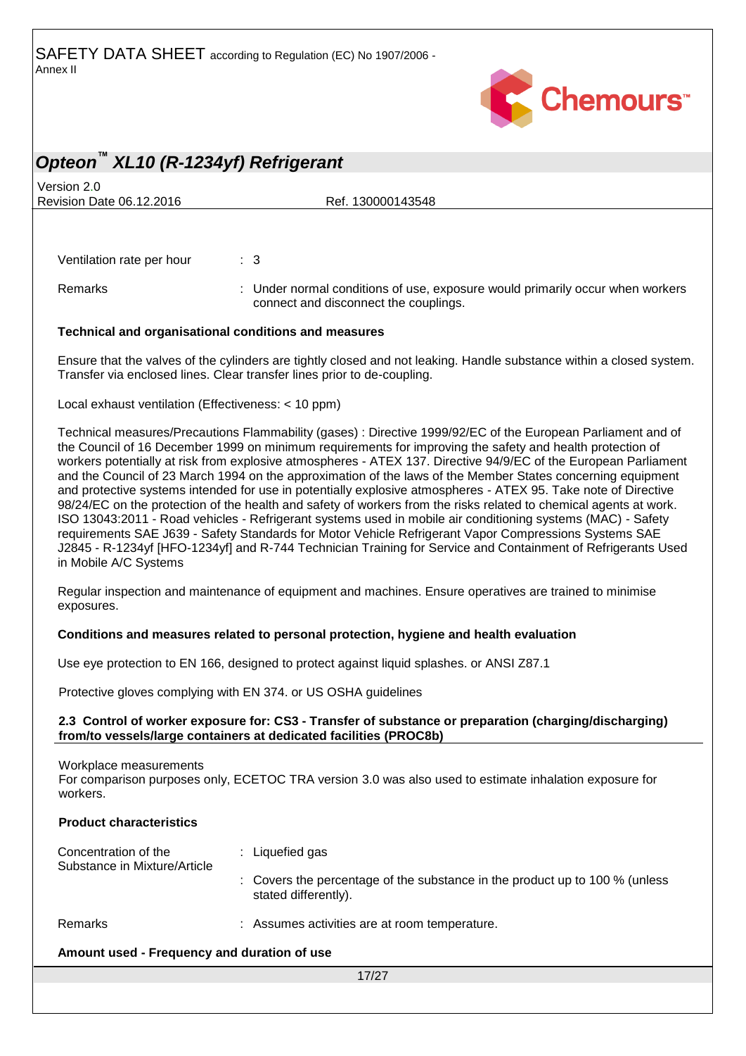| | |
|---|---|
| Ventilation rate per hour | : 3 |
| Remarks | : Under normal conditions of use, exposure would primarily occur when workers connect and disconnect the couplings. |

**Technical and organisational conditions and measures**

Ensure that the valves of the cylinders are tightly closed and not leaking. Handle substance within a closed system. Transfer via enclosed lines. Clear transfer lines prior to de-coupling.

Local exhaust ventilation (Effectiveness: < 10 ppm)

Technical measures/Precautions Flammability (gases) : Directive 1999/92/EC of the European Parliament and of the Council of 16 December 1999 on minimum requirements for improving the safety and health protection of workers potentially at risk from explosive atmospheres - ATEX 137. Directive 94/9/EC of the European Parliament and the Council of 23 March 1994 on the approximation of the laws of the Member States concerning equipment and protective systems intended for use in potentially explosive atmospheres - ATEX 95. Take note of Directive 98/24/EC on the protection of the health and safety of workers from the risks related to chemical agents at work. ISO 13043:2011 - Road vehicles - Refrigerant systems used in mobile air conditioning systems (MAC) - Safety requirements SAE J639 - Safety Standards for Motor Vehicle Refrigerant Vapor Compressions Systems SAE J2845 - R-1234yf [HFO-1234yf] and R-744 Technician Training for Service and Containment of Refrigerants Used in Mobile A/C Systems

Regular inspection and maintenance of equipment and machines. Ensure operatives are trained to minimise exposures.

**Conditions and measures related to personal protection, hygiene and health evaluation**

Use eye protection to EN 166, designed to protect against liquid splashes. or ANSI Z87.1

Protective gloves complying with EN 374. or US OSHA guidelines

### 2.3 Control of worker exposure for: CS3 - Transfer of substance or preparation (charging/discharging) from/to vessels/large containers at dedicated facilities (PROC8b)

Workplace measurements
For comparison purposes only, ECETOC TRA version 3.0 was also used to estimate inhalation exposure for workers.

**Product characteristics**

| | |
|---|---|
| Concentration of the Substance in Mixture/Article | : Liquefied gas |
| | : Covers the percentage of the substance in the product up to 100 % (unless stated differently). |
| Remarks | : Assumes activities are at room temperature. |

**Amount used - Frequency and duration of use**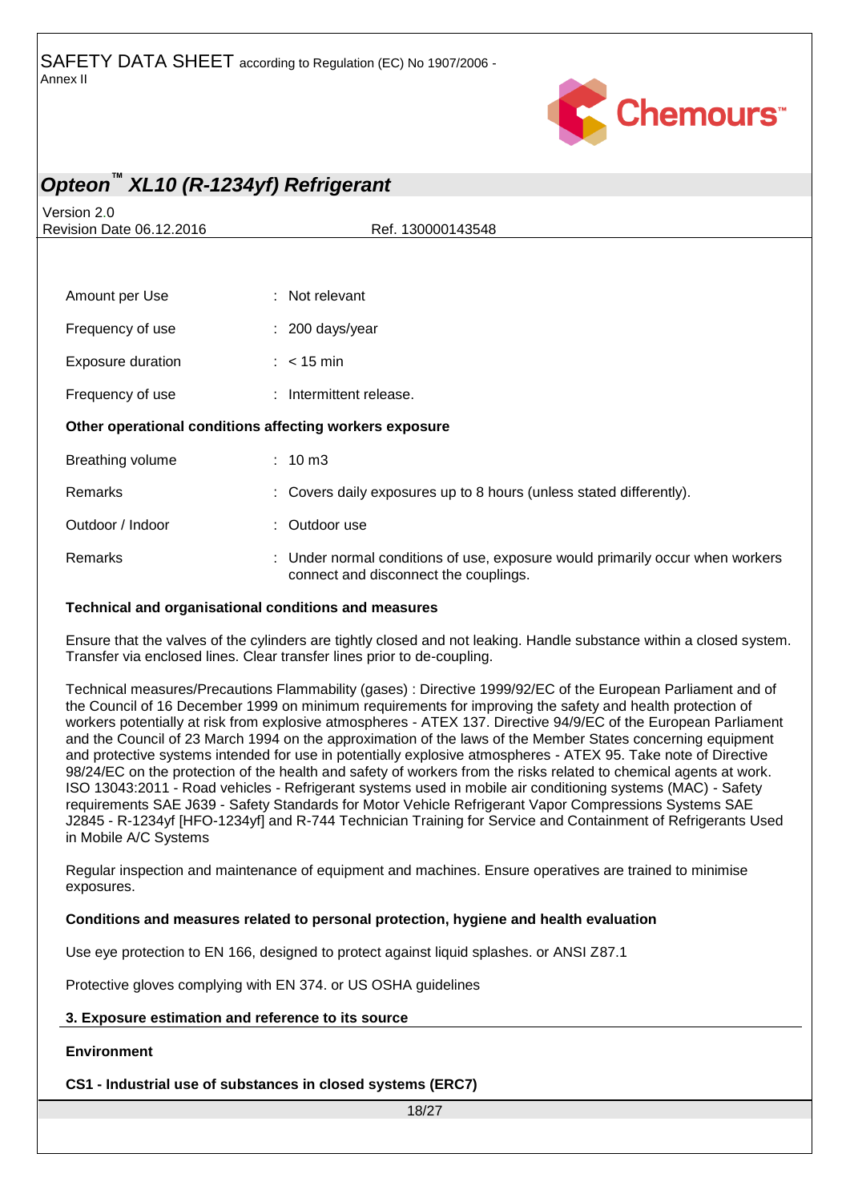| | | |
|---|---|---|
| Amount per Use | : | Not relevant |
| Frequency of use | : | 200 days/year |
| Exposure duration | : | < 15 min |
| Frequency of use | : | Intermittent release. |

**Other operational conditions affecting workers exposure**

| | | |
|---|---|---|
| Breathing volume | : | 10 m3 |
| Remarks | : | Covers daily exposures up to 8 hours (unless stated differently). |
| Outdoor / Indoor | : | Outdoor use |
| Remarks | : | Under normal conditions of use, exposure would primarily occur when workers connect and disconnect the couplings. |

**Technical and organisational conditions and measures**

Ensure that the valves of the cylinders are tightly closed and not leaking. Handle substance within a closed system. Transfer via enclosed lines. Clear transfer lines prior to de-coupling.

Technical measures/Precautions Flammability (gases) : Directive 1999/92/EC of the European Parliament and of the Council of 16 December 1999 on minimum requirements for improving the safety and health protection of workers potentially at risk from explosive atmospheres - ATEX 137. Directive 94/9/EC of the European Parliament and the Council of 23 March 1994 on the approximation of the laws of the Member States concerning equipment and protective systems intended for use in potentially explosive atmospheres - ATEX 95. Take note of Directive 98/24/EC on the protection of the health and safety of workers from the risks related to chemical agents at work. ISO 13043:2011 - Road vehicles - Refrigerant systems used in mobile air conditioning systems (MAC) - Safety requirements SAE J639 - Safety Standards for Motor Vehicle Refrigerant Vapor Compressions Systems SAE J2845 - R-1234yf [HFO-1234yf] and R-744 Technician Training for Service and Containment of Refrigerants Used in Mobile A/C Systems

Regular inspection and maintenance of equipment and machines. Ensure operatives are trained to minimise exposures.

**Conditions and measures related to personal protection, hygiene and health evaluation**

Use eye protection to EN 166, designed to protect against liquid splashes. or ANSI Z87.1

Protective gloves complying with EN 374. or US OSHA guidelines

## 3. Exposure estimation and reference to its source

**Environment**

**CS1 - Industrial use of substances in closed systems (ERC7)**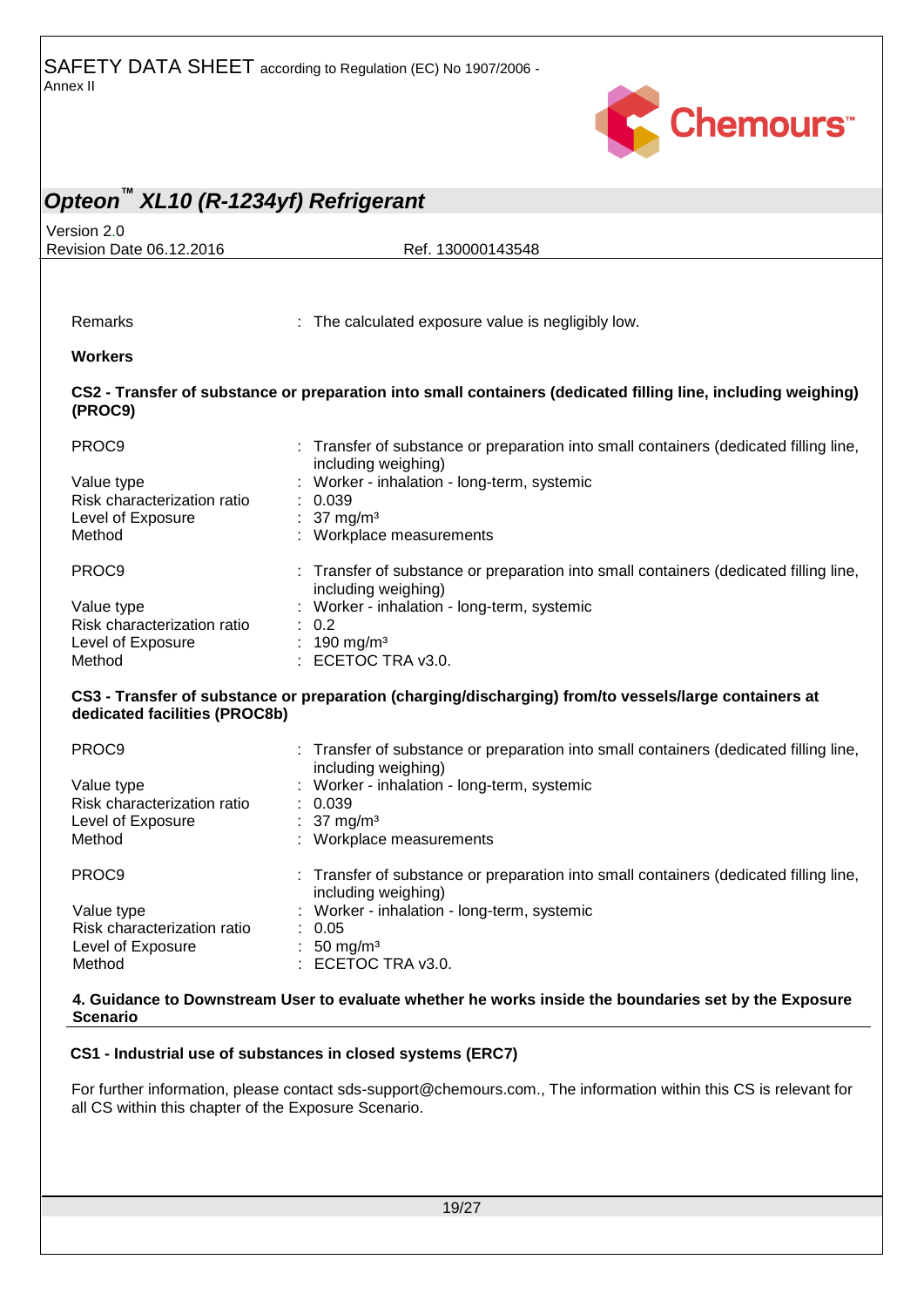| | |
|---|---|
| Remarks | : The calculated exposure value is negligibly low. |

**Workers**

**CS2 - Transfer of substance or preparation into small containers (dedicated filling line, including weighing) (PROC9)**

| | |
|---|---|
| PROC9 | : Transfer of substance or preparation into small containers (dedicated filling line, including weighing) |
| Value type | : Worker - inhalation - long-term, systemic |
| Risk characterization ratio | : 0.039 |
| Level of Exposure | : 37 mg/m³ |
| Method | : Workplace measurements |

| | |
|---|---|
| PROC9 | : Transfer of substance or preparation into small containers (dedicated filling line, including weighing) |
| Value type | : Worker - inhalation - long-term, systemic |
| Risk characterization ratio | : 0.2 |
| Level of Exposure | : 190 mg/m³ |
| Method | : ECETOC TRA v3.0. |

**CS3 - Transfer of substance or preparation (charging/discharging) from/to vessels/large containers at dedicated facilities (PROC8b)**

| | |
|---|---|
| PROC9 | : Transfer of substance or preparation into small containers (dedicated filling line, including weighing) |
| Value type | : Worker - inhalation - long-term, systemic |
| Risk characterization ratio | : 0.039 |
| Level of Exposure | : 37 mg/m³ |
| Method | : Workplace measurements |

| | |
|---|---|
| PROC9 | : Transfer of substance or preparation into small containers (dedicated filling line, including weighing) |
| Value type | : Worker - inhalation - long-term, systemic |
| Risk characterization ratio | : 0.05 |
| Level of Exposure | : 50 mg/m³ |
| Method | : ECETOC TRA v3.0. |

## 4. Guidance to Downstream User to evaluate whether he works inside the boundaries set by the Exposure Scenario

**CS1 - Industrial use of substances in closed systems (ERC7)**

For further information, please contact sds-support@chemours.com., The information within this CS is relevant for all CS within this chapter of the Exposure Scenario.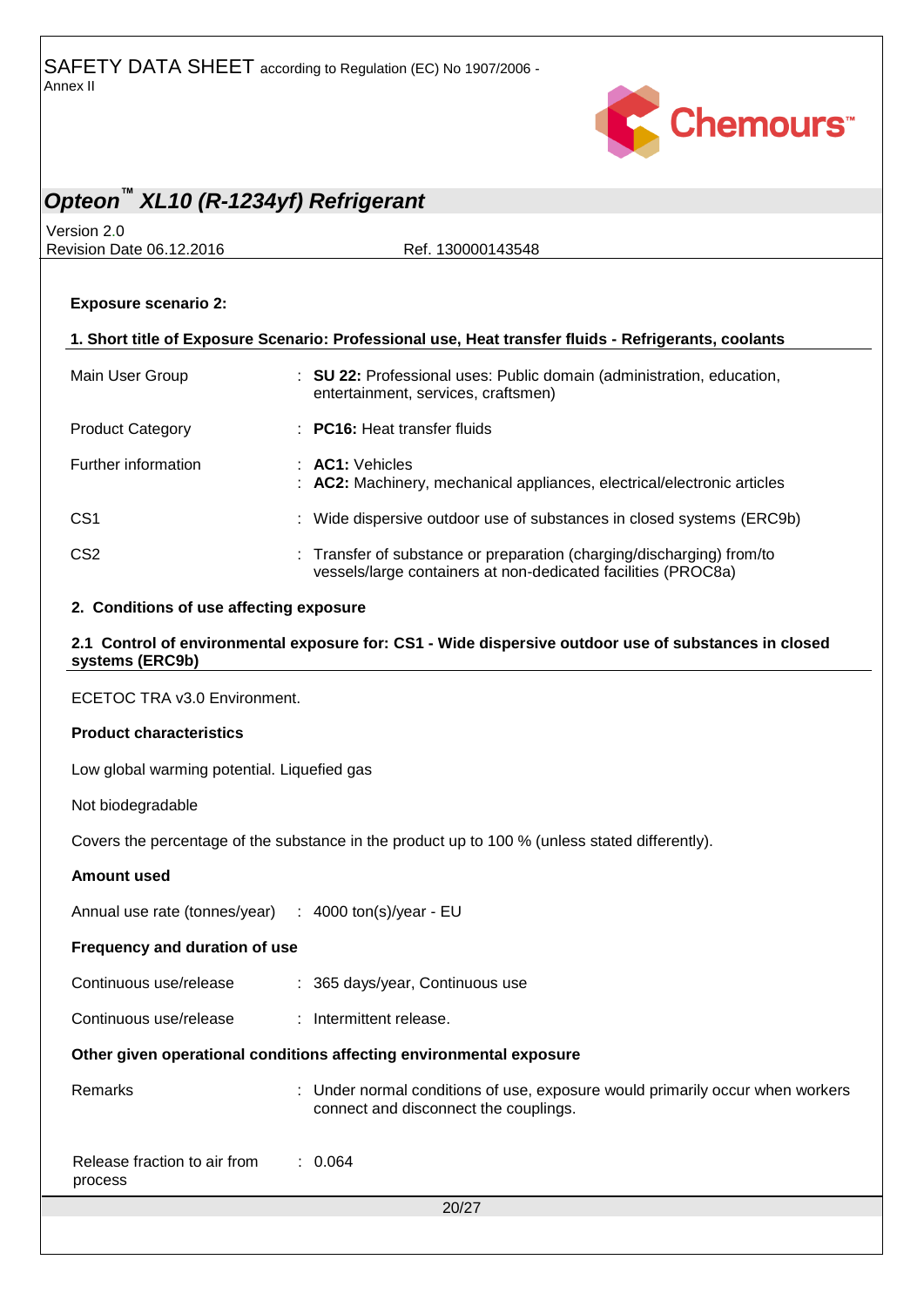**Exposure scenario 2:**

**1. Short title of Exposure Scenario: Professional use, Heat transfer fluids - Refrigerants, coolants**

| | |
|---|---|
| Main User Group | : **SU 22:** Professional uses: Public domain (administration, education, entertainment, services, craftsmen) |
| Product Category | : **PC16:** Heat transfer fluids |
| Further information | : **AC1:** Vehicles<br>: **AC2:** Machinery, mechanical appliances, electrical/electronic articles |
| CS1 | : Wide dispersive outdoor use of substances in closed systems (ERC9b) |
| CS2 | : Transfer of substance or preparation (charging/discharging) from/to vessels/large containers at non-dedicated facilities (PROC8a) |

**2. Conditions of use affecting exposure**

**2.1 Control of environmental exposure for: CS1 - Wide dispersive outdoor use of substances in closed systems (ERC9b)**

ECETOC TRA v3.0 Environment.

**Product characteristics**

Low global warming potential. Liquefied gas

Not biodegradable

Covers the percentage of the substance in the product up to 100 % (unless stated differently).

**Amount used**

| | |
|---|---|
| Annual use rate (tonnes/year) | : 4000 ton(s)/year - EU |

**Frequency and duration of use**

| | |
|---|---|
| Continuous use/release | : 365 days/year, Continuous use |
| Continuous use/release | : Intermittent release. |

**Other given operational conditions affecting environmental exposure**

| | |
|---|---|
| Remarks | : Under normal conditions of use, exposure would primarily occur when workers connect and disconnect the couplings. |
| Release fraction to air from process | : 0.064 |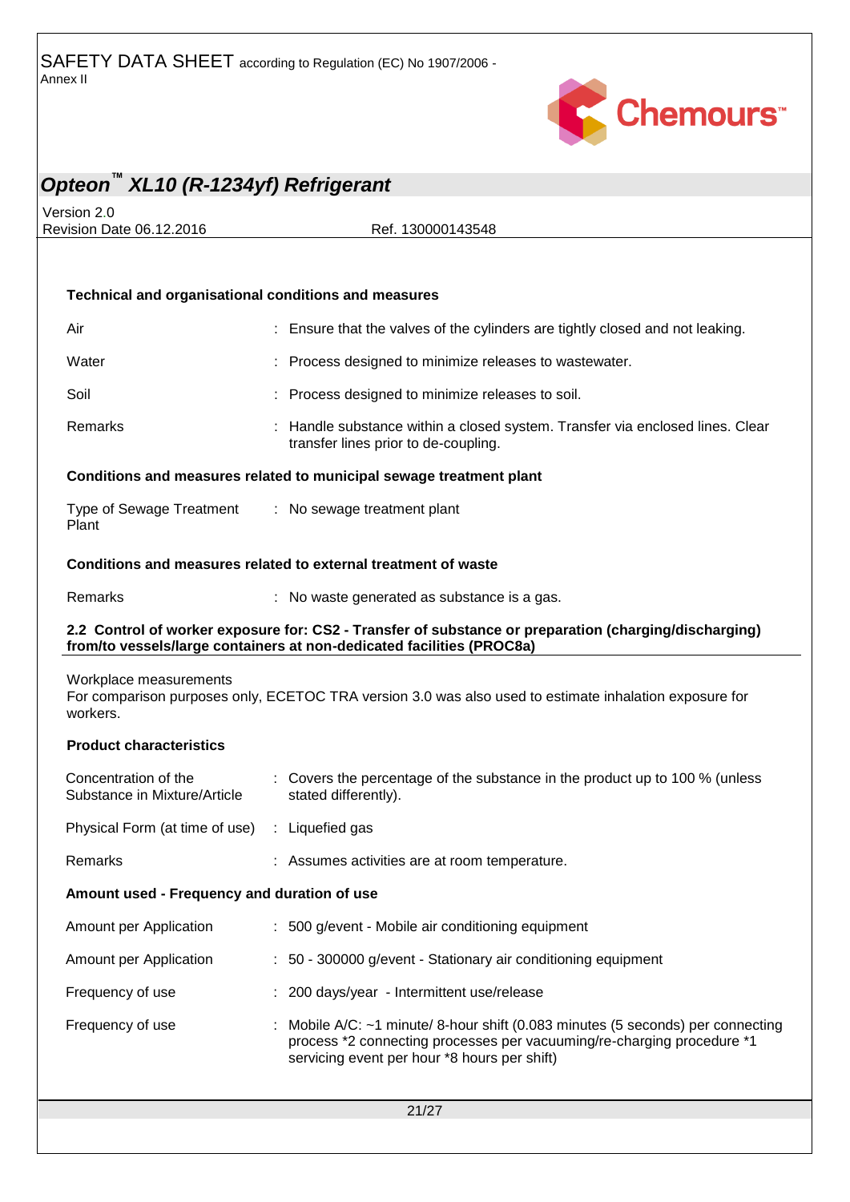**Technical and organisational conditions and measures**

| | |
|---|---|
| Air | : Ensure that the valves of the cylinders are tightly closed and not leaking. |
| Water | : Process designed to minimize releases to wastewater. |
| Soil | : Process designed to minimize releases to soil. |
| Remarks | : Handle substance within a closed system. Transfer via enclosed lines. Clear transfer lines prior to de-coupling. |

**Conditions and measures related to municipal sewage treatment plant**

| | |
|---|---|
| Type of Sewage Treatment Plant | : No sewage treatment plant |

**Conditions and measures related to external treatment of waste**

| | |
|---|---|
| Remarks | : No waste generated as substance is a gas. |

**2.2 Control of worker exposure for: CS2 - Transfer of substance or preparation (charging/discharging) from/to vessels/large containers at non-dedicated facilities (PROC8a)**

Workplace measurements
For comparison purposes only, ECETOC TRA version 3.0 was also used to estimate inhalation exposure for workers.

**Product characteristics**

| | |
|---|---|
| Concentration of the Substance in Mixture/Article | : Covers the percentage of the substance in the product up to 100 % (unless stated differently). |
| Physical Form (at time of use) | : Liquefied gas |
| Remarks | : Assumes activities are at room temperature. |

**Amount used - Frequency and duration of use**

| | |
|---|---|
| Amount per Application | : 500 g/event - Mobile air conditioning equipment |
| Amount per Application | : 50 - 300000 g/event - Stationary air conditioning equipment |
| Frequency of use | : 200 days/year - Intermittent use/release |
| Frequency of use | : Mobile A/C: ~1 minute/ 8-hour shift (0.083 minutes (5 seconds) per connecting process *2 connecting processes per vacuuming/re-charging procedure *1 servicing event per hour *8 hours per shift) |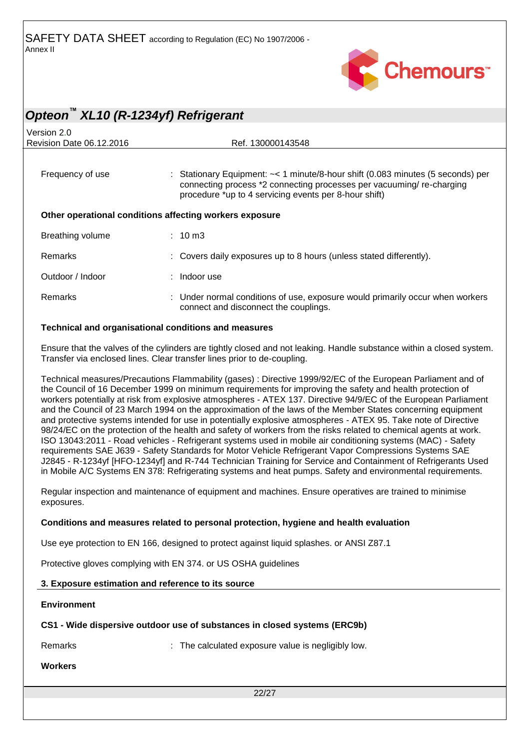| | | |
|---|---|---|
| Frequency of use | : | Stationary Equipment: ~< 1 minute/8-hour shift (0.083 minutes (5 seconds) per connecting process *2 connecting processes per vacuuming/ re-charging procedure *up to 4 servicing events per 8-hour shift) |

**Other operational conditions affecting workers exposure**

| | | |
|---|---|---|
| Breathing volume | : | 10 m3 |
| Remarks | : | Covers daily exposures up to 8 hours (unless stated differently). |
| Outdoor / Indoor | : | Indoor use |
| Remarks | : | Under normal conditions of use, exposure would primarily occur when workers connect and disconnect the couplings. |

**Technical and organisational conditions and measures**

Ensure that the valves of the cylinders are tightly closed and not leaking. Handle substance within a closed system. Transfer via enclosed lines. Clear transfer lines prior to de-coupling.

Technical measures/Precautions Flammability (gases) : Directive 1999/92/EC of the European Parliament and of the Council of 16 December 1999 on minimum requirements for improving the safety and health protection of workers potentially at risk from explosive atmospheres - ATEX 137. Directive 94/9/EC of the European Parliament and the Council of 23 March 1994 on the approximation of the laws of the Member States concerning equipment and protective systems intended for use in potentially explosive atmospheres - ATEX 95. Take note of Directive 98/24/EC on the protection of the health and safety of workers from the risks related to chemical agents at work. ISO 13043:2011 - Road vehicles - Refrigerant systems used in mobile air conditioning systems (MAC) - Safety requirements SAE J639 - Safety Standards for Motor Vehicle Refrigerant Vapor Compressions Systems SAE J2845 - R-1234yf [HFO-1234yf] and R-744 Technician Training for Service and Containment of Refrigerants Used in Mobile A/C Systems EN 378: Refrigerating systems and heat pumps. Safety and environmental requirements.

Regular inspection and maintenance of equipment and machines. Ensure operatives are trained to minimise exposures.

**Conditions and measures related to personal protection, hygiene and health evaluation**

Use eye protection to EN 166, designed to protect against liquid splashes. or ANSI Z87.1

Protective gloves complying with EN 374. or US OSHA guidelines

## 3. Exposure estimation and reference to its source

**Environment**

**CS1 - Wide dispersive outdoor use of substances in closed systems (ERC9b)**

| | | |
|---|---|---|
| Remarks | : | The calculated exposure value is negligibly low. |

**Workers**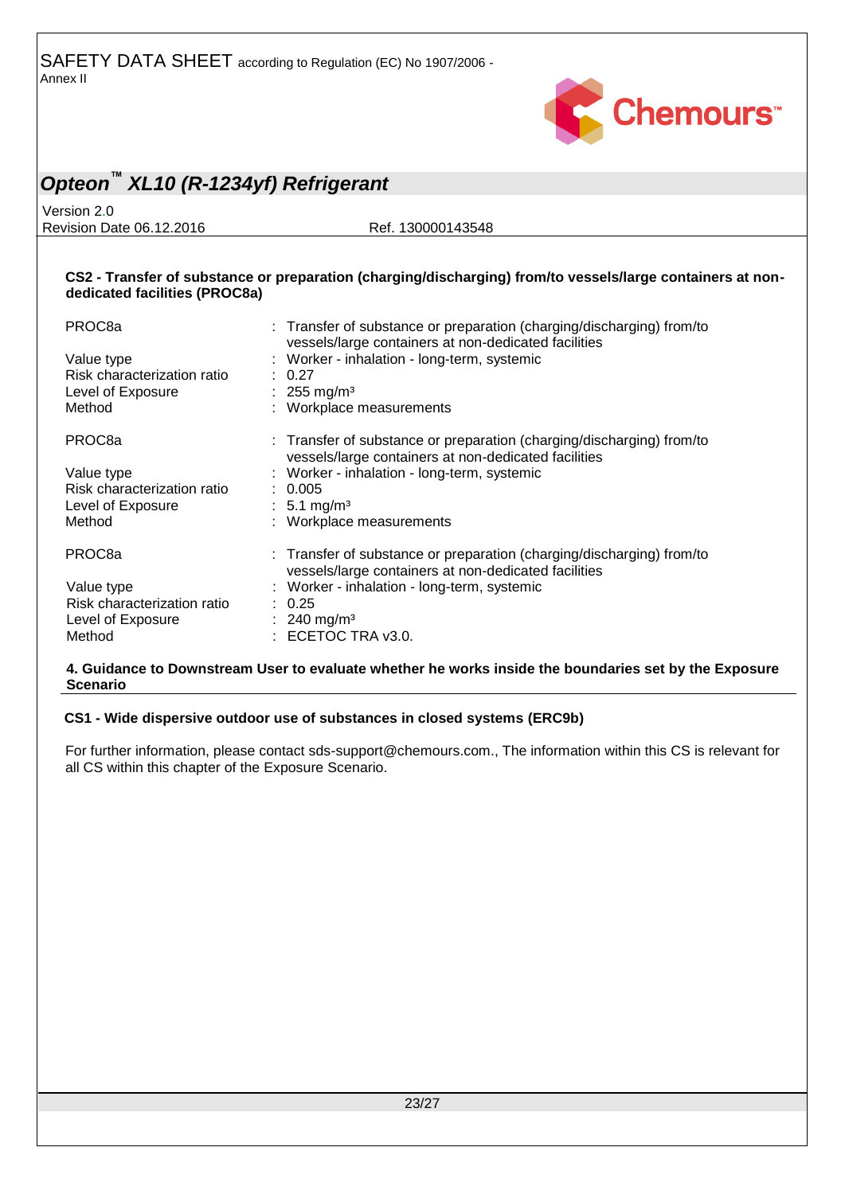**CS2 - Transfer of substance or preparation (charging/discharging) from/to vessels/large containers at non-dedicated facilities (PROC8a)**

| | | |
|---|---|---|
| PROC8a | : | Transfer of substance or preparation (charging/discharging) from/to vessels/large containers at non-dedicated facilities |
| Value type | : | Worker - inhalation - long-term, systemic |
| Risk characterization ratio | : | 0.27 |
| Level of Exposure | : | 255 mg/m³ |
| Method | : | Workplace measurements |

| | | |
|---|---|---|
| PROC8a | : | Transfer of substance or preparation (charging/discharging) from/to vessels/large containers at non-dedicated facilities |
| Value type | : | Worker - inhalation - long-term, systemic |
| Risk characterization ratio | : | 0.005 |
| Level of Exposure | : | 5.1 mg/m³ |
| Method | : | Workplace measurements |

| | | |
|---|---|---|
| PROC8a | : | Transfer of substance or preparation (charging/discharging) from/to vessels/large containers at non-dedicated facilities |
| Value type | : | Worker - inhalation - long-term, systemic |
| Risk characterization ratio | : | 0.25 |
| Level of Exposure | : | 240 mg/m³ |
| Method | : | ECETOC TRA v3.0. |

**4. Guidance to Downstream User to evaluate whether he works inside the boundaries set by the Exposure Scenario**

**CS1 - Wide dispersive outdoor use of substances in closed systems (ERC9b)**

For further information, please contact sds-support@chemours.com., The information within this CS is relevant for all CS within this chapter of the Exposure Scenario.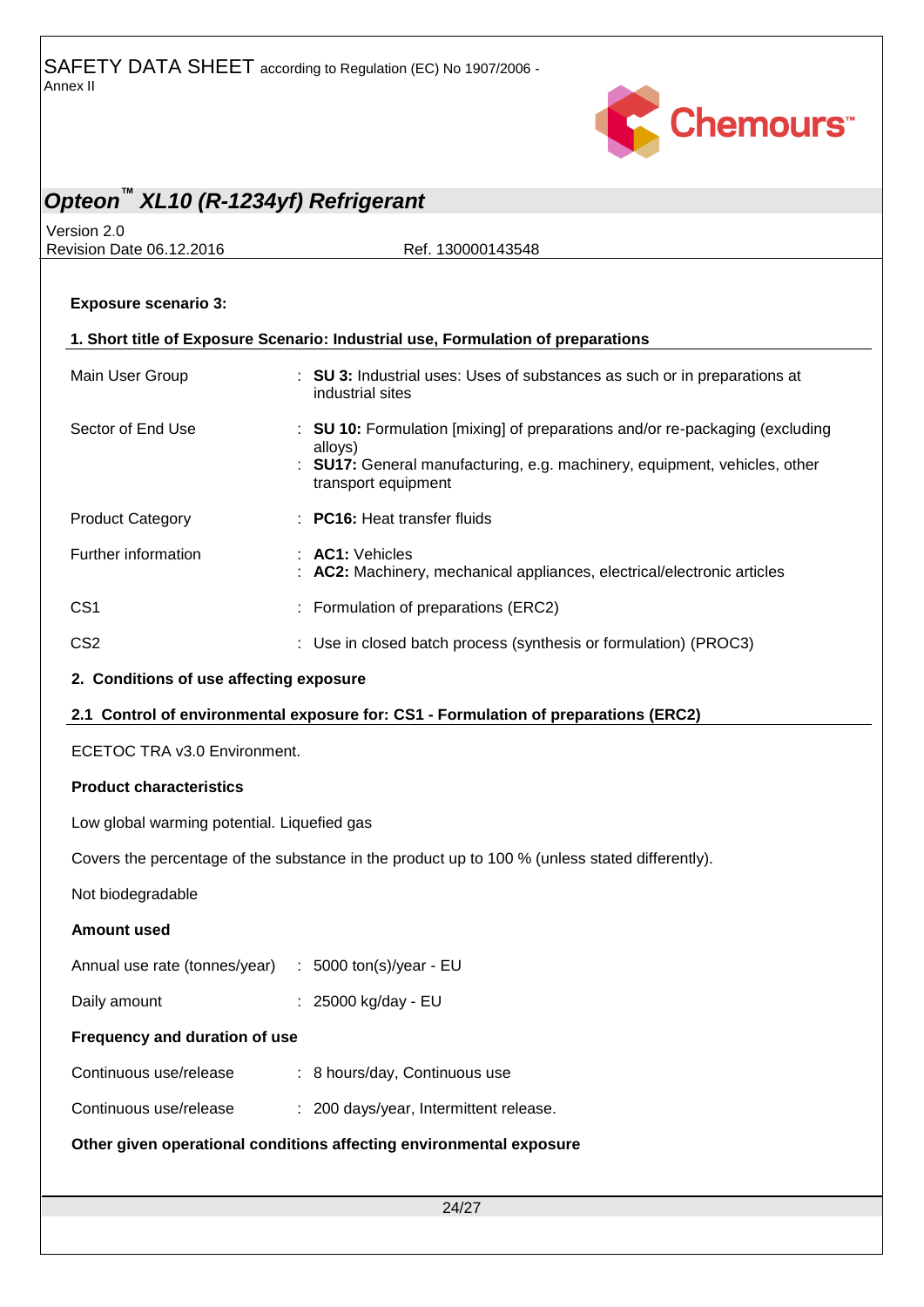**Exposure scenario 3:**

**1. Short title of Exposure Scenario: Industrial use, Formulation of preparations**

| | |
|---|---|
| Main User Group | : **SU 3:** Industrial uses: Uses of substances as such or in preparations at industrial sites |
| Sector of End Use | : **SU 10:** Formulation [mixing] of preparations and/or re-packaging (excluding alloys)<br>: **SU17:** General manufacturing, e.g. machinery, equipment, vehicles, other transport equipment |
| Product Category | : **PC16:** Heat transfer fluids |
| Further information | : **AC1:** Vehicles<br>: **AC2:** Machinery, mechanical appliances, electrical/electronic articles |
| CS1 | : Formulation of preparations (ERC2) |
| CS2 | : Use in closed batch process (synthesis or formulation) (PROC3) |

**2. Conditions of use affecting exposure**

**2.1 Control of environmental exposure for: CS1 - Formulation of preparations (ERC2)**

ECETOC TRA v3.0 Environment.

**Product characteristics**

Low global warming potential. Liquefied gas

Covers the percentage of the substance in the product up to 100 % (unless stated differently).

Not biodegradable

**Amount used**

| | |
|---|---|
| Annual use rate (tonnes/year) | : 5000 ton(s)/year - EU |
| Daily amount | : 25000 kg/day - EU |

**Frequency and duration of use**

| | |
|---|---|
| Continuous use/release | : 8 hours/day, Continuous use |
| Continuous use/release | : 200 days/year, Intermittent release. |

**Other given operational conditions affecting environmental exposure**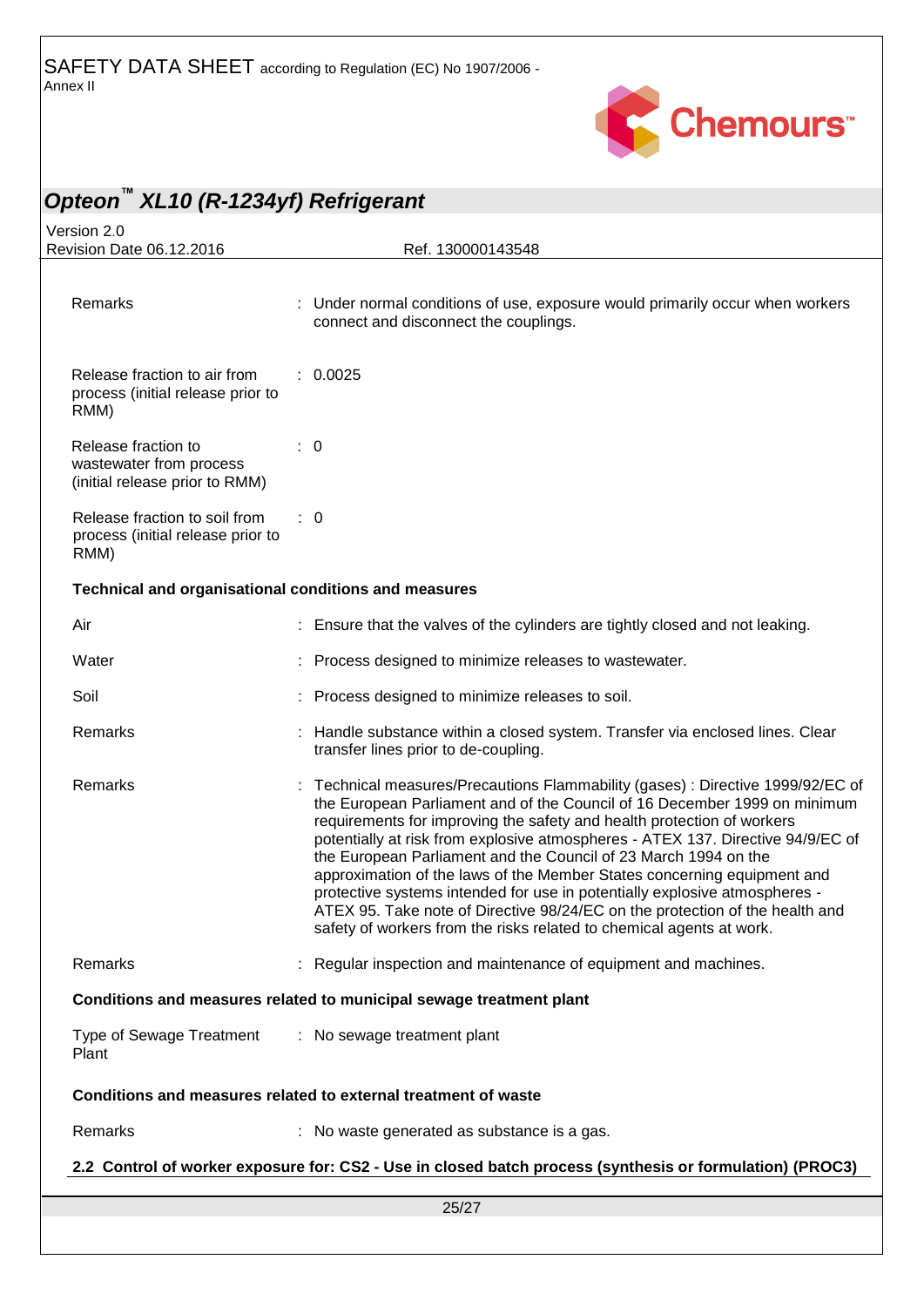| | | |
|---|---|---|
| Remarks | : | Under normal conditions of use, exposure would primarily occur when workers connect and disconnect the couplings. |
| Release fraction to air from process (initial release prior to RMM) | : | 0.0025 |
| Release fraction to wastewater from process (initial release prior to RMM) | : | 0 |
| Release fraction to soil from process (initial release prior to RMM) | : | 0 |

**Technical and organisational conditions and measures**

| | | |
|---|---|---|
| Air | : | Ensure that the valves of the cylinders are tightly closed and not leaking. |
| Water | : | Process designed to minimize releases to wastewater. |
| Soil | : | Process designed to minimize releases to soil. |
| Remarks | : | Handle substance within a closed system. Transfer via enclosed lines. Clear transfer lines prior to de-coupling. |
| Remarks | : | Technical measures/Precautions Flammability (gases) : Directive 1999/92/EC of the European Parliament and of the Council of 16 December 1999 on minimum requirements for improving the safety and health protection of workers potentially at risk from explosive atmospheres - ATEX 137. Directive 94/9/EC of the European Parliament and the Council of 23 March 1994 on the approximation of the laws of the Member States concerning equipment and protective systems intended for use in potentially explosive atmospheres - ATEX 95. Take note of Directive 98/24/EC on the protection of the health and safety of workers from the risks related to chemical agents at work. |
| Remarks | : | Regular inspection and maintenance of equipment and machines. |

**Conditions and measures related to municipal sewage treatment plant**

| | | |
|---|---|---|
| Type of Sewage Treatment Plant | : | No sewage treatment plant |

**Conditions and measures related to external treatment of waste**

| | | |
|---|---|---|
| Remarks | : | No waste generated as substance is a gas. |

**2.2 Control of worker exposure for: CS2 - Use in closed batch process (synthesis or formulation) (PROC3)**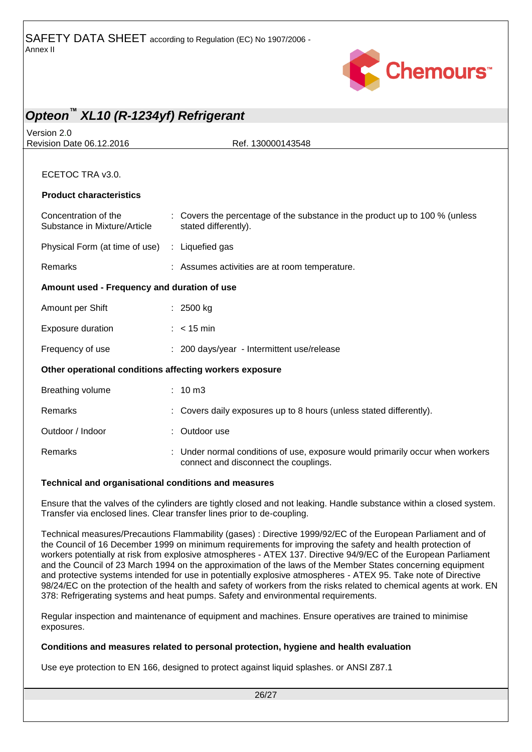ECETOC TRA v3.0.

**Product characteristics**

| | |
|---|---|
| Concentration of the Substance in Mixture/Article | : Covers the percentage of the substance in the product up to 100 % (unless stated differently). |
| Physical Form (at time of use) | : Liquefied gas |
| Remarks | : Assumes activities are at room temperature. |

**Amount used - Frequency and duration of use**

| | |
|---|---|
| Amount per Shift | : 2500 kg |
| Exposure duration | : < 15 min |
| Frequency of use | : 200 days/year - Intermittent use/release |

**Other operational conditions affecting workers exposure**

| | |
|---|---|
| Breathing volume | : 10 m3 |
| Remarks | : Covers daily exposures up to 8 hours (unless stated differently). |
| Outdoor / Indoor | : Outdoor use |
| Remarks | : Under normal conditions of use, exposure would primarily occur when workers connect and disconnect the couplings. |

**Technical and organisational conditions and measures**

Ensure that the valves of the cylinders are tightly closed and not leaking. Handle substance within a closed system. Transfer via enclosed lines. Clear transfer lines prior to de-coupling.

Technical measures/Precautions Flammability (gases) : Directive 1999/92/EC of the European Parliament and of the Council of 16 December 1999 on minimum requirements for improving the safety and health protection of workers potentially at risk from explosive atmospheres - ATEX 137. Directive 94/9/EC of the European Parliament and the Council of 23 March 1994 on the approximation of the laws of the Member States concerning equipment and protective systems intended for use in potentially explosive atmospheres - ATEX 95. Take note of Directive 98/24/EC on the protection of the health and safety of workers from the risks related to chemical agents at work. EN 378: Refrigerating systems and heat pumps. Safety and environmental requirements.

Regular inspection and maintenance of equipment and machines. Ensure operatives are trained to minimise exposures.

**Conditions and measures related to personal protection, hygiene and health evaluation**

Use eye protection to EN 166, designed to protect against liquid splashes. or ANSI Z87.1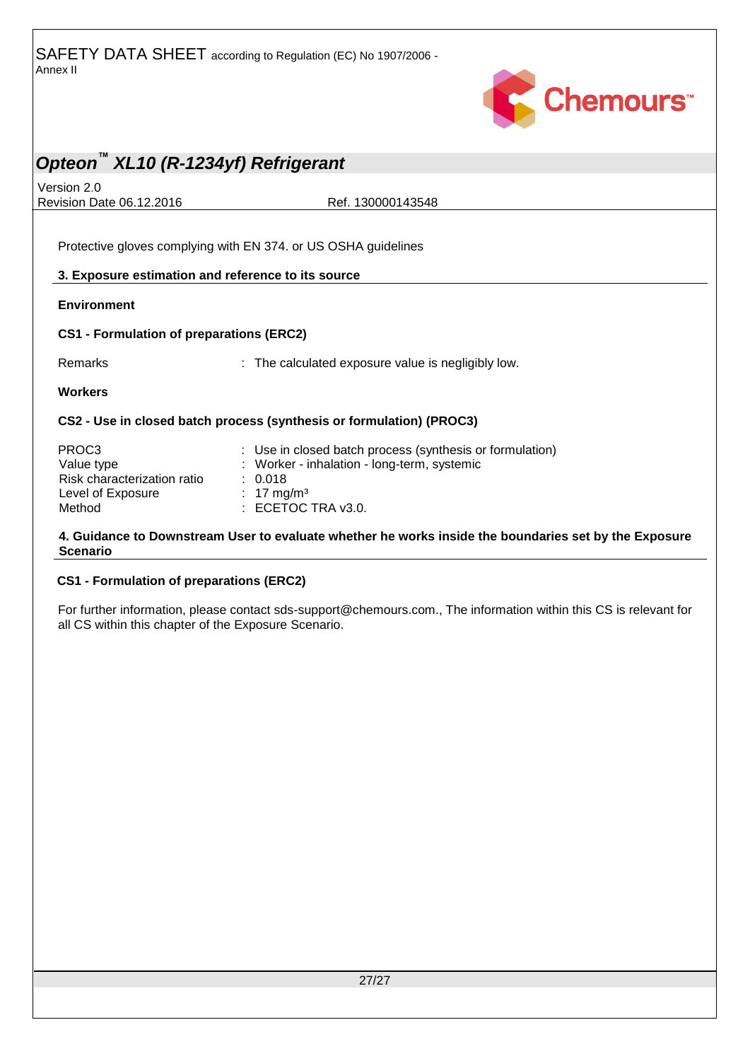Protective gloves complying with EN 374. or US OSHA guidelines

### 3. Exposure estimation and reference to its source

**Environment**

**CS1 - Formulation of preparations (ERC2)**

| | |
|---|---|
| Remarks | : The calculated exposure value is negligibly low. |

**Workers**

**CS2 - Use in closed batch process (synthesis or formulation) (PROC3)**

| | |
|---|---|
| PROC3 | : Use in closed batch process (synthesis or formulation) |
| Value type | : Worker - inhalation - long-term, systemic |
| Risk characterization ratio | : 0.018 |
| Level of Exposure | : 17 mg/m³ |
| Method | : ECETOC TRA v3.0. |

### 4. Guidance to Downstream User to evaluate whether he works inside the boundaries set by the Exposure Scenario

**CS1 - Formulation of preparations (ERC2)**

For further information, please contact sds-support@chemours.com., The information within this CS is relevant for all CS within this chapter of the Exposure Scenario.